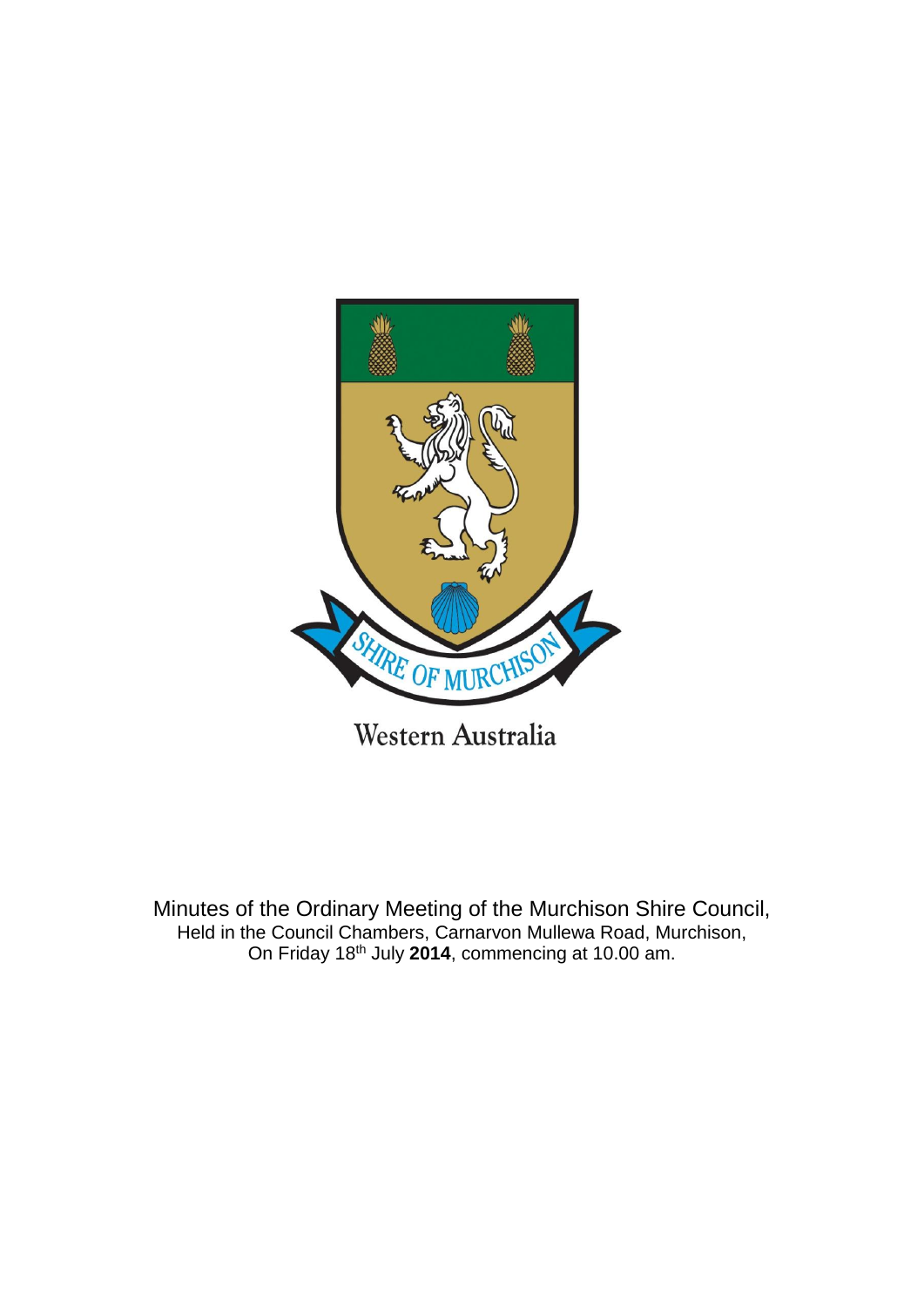SHIRE OF MURCHISON

Western Australia

Minutes of the Ordinary Meeting of the Murchison Shire Council,
Held in the Council Chambers, Carnarvon Mullewa Road, Murchison,
On Friday 18th July **2014**, commencing at 10.00 am.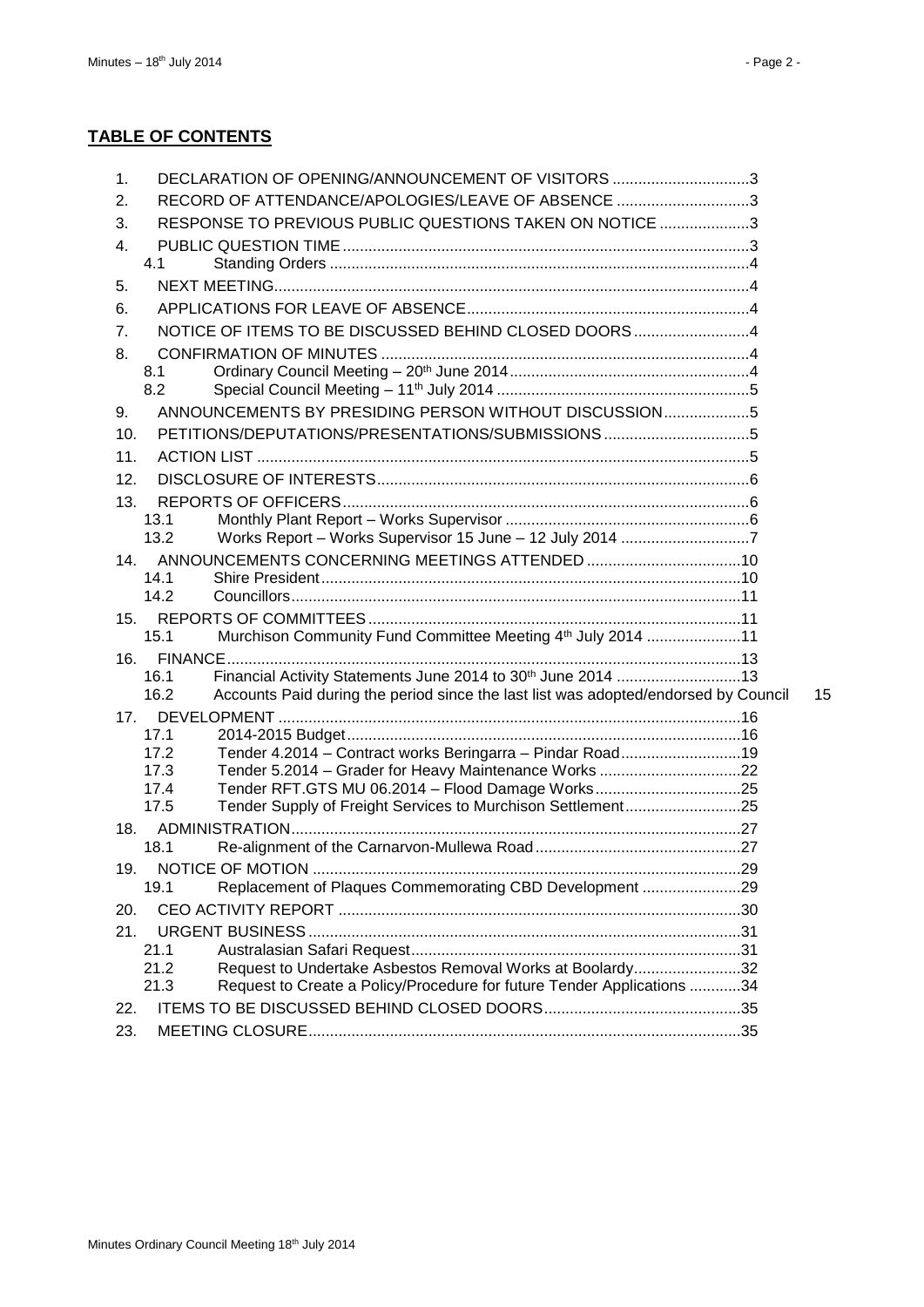## TABLE OF CONTENTS

1. DECLARATION OF OPENING/ANNOUNCEMENT OF VISITORS ................................3
2. RECORD OF ATTENDANCE/APOLOGIES/LEAVE OF ABSENCE ...............................3
3. RESPONSE TO PREVIOUS PUBLIC QUESTIONS TAKEN ON NOTICE .....................3
4. PUBLIC QUESTION TIME ..............................................................................................3
   - 4.1 Standing Orders .................................................................................................4
5. NEXT MEETING..............................................................................................................4
6. APPLICATIONS FOR LEAVE OF ABSENCE..................................................................4
7. NOTICE OF ITEMS TO BE DISCUSSED BEHIND CLOSED DOORS ...........................4
8. CONFIRMATION OF MINUTES .....................................................................................4
   - 8.1 Ordinary Council Meeting – 20th June 2014 ........................................................4
   - 8.2 Special Council Meeting – 11th July 2014 ...........................................................5
9. ANNOUNCEMENTS BY PRESIDING PERSON WITHOUT DISCUSSION....................5
10. PETITIONS/DEPUTATIONS/PRESENTATIONS/SUBMISSIONS ..................................5
11. ACTION LIST ..................................................................................................................5
12. DISCLOSURE OF INTERESTS......................................................................................6
13. REPORTS OF OFFICERS..............................................................................................6
    - 13.1 Monthly Plant Report – Works Supervisor .........................................................6
    - 13.2 Works Report – Works Supervisor 15 June – 12 July 2014 ..............................7
14. ANNOUNCEMENTS CONCERNING MEETINGS ATTENDED ....................................10
    - 14.1 Shire President.................................................................................................10
    - 14.2 Councillors........................................................................................................11
15. REPORTS OF COMMITTEES......................................................................................11
    - 15.1 Murchison Community Fund Committee Meeting 4th July 2014 ......................11
16. FINANCE.......................................................................................................................13
    - 16.1 Financial Activity Statements June 2014 to 30th June 2014 .............................13
    - 16.2 Accounts Paid during the period since the last list was adopted/endorsed by Council 15
17. DEVELOPMENT ...........................................................................................................16
    - 17.1 2014-2015 Budget...........................................................................................16
    - 17.2 Tender 4.2014 – Contract works Beringarra – Pindar Road............................19
    - 17.3 Tender 5.2014 – Grader for Heavy Maintenance Works .................................22
    - 17.4 Tender RFT.GTS MU 06.2014 – Flood Damage Works..................................25
    - 17.5 Tender Supply of Freight Services to Murchison Settlement...........................25
18. ADMINISTRATION........................................................................................................27
    - 18.1 Re-alignment of the Carnarvon-Mullewa Road ................................................27
19. NOTICE OF MOTION ...................................................................................................29
    - 19.1 Replacement of Plaques Commemorating CBD Development .......................29
20. CEO ACTIVITY REPORT .............................................................................................30
21. URGENT BUSINESS....................................................................................................31
    - 21.1 Australasian Safari Request............................................................................31
    - 21.2 Request to Undertake Asbestos Removal Works at Boolardy.........................32
    - 21.3 Request to Create a Policy/Procedure for future Tender Applications ............34
22. ITEMS TO BE DISCUSSED BEHIND CLOSED DOORS..............................................35
23. MEETING CLOSURE....................................................................................................35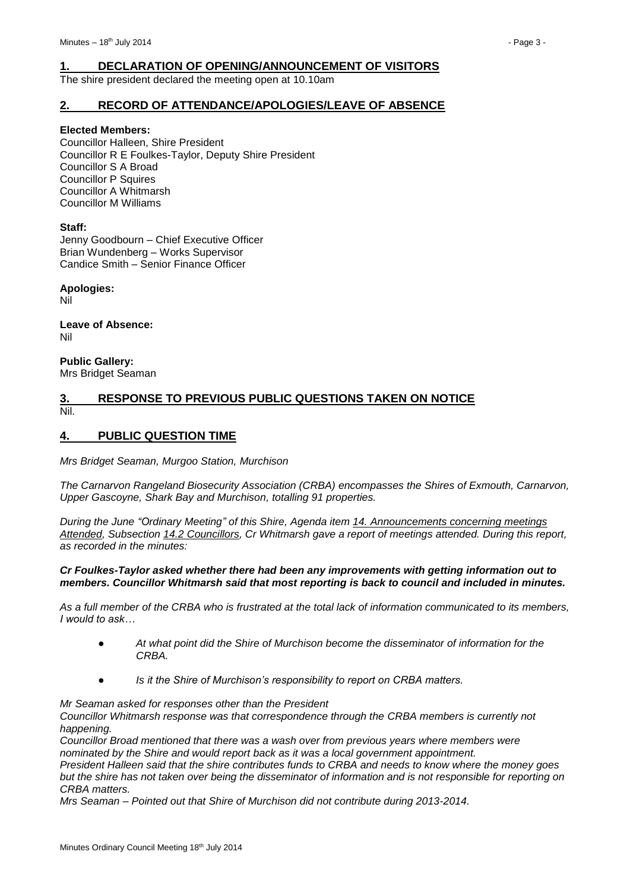## 1. DECLARATION OF OPENING/ANNOUNCEMENT OF VISITORS

The shire president declared the meeting open at 10.10am

## 2. RECORD OF ATTENDANCE/APOLOGIES/LEAVE OF ABSENCE

**Elected Members:**
Councillor Halleen, Shire President
Councillor R E Foulkes-Taylor, Deputy Shire President
Councillor S A Broad
Councillor P Squires
Councillor A Whitmarsh
Councillor M Williams

**Staff:**
Jenny Goodbourn – Chief Executive Officer
Brian Wundenberg – Works Supervisor
Candice Smith – Senior Finance Officer

**Apologies:**
Nil

**Leave of Absence:**
Nil

**Public Gallery:**
Mrs Bridget Seaman

## 3. RESPONSE TO PREVIOUS PUBLIC QUESTIONS TAKEN ON NOTICE

Nil.

## 4. PUBLIC QUESTION TIME

*Mrs Bridget Seaman, Murgoo Station, Murchison*

*The Carnarvon Rangeland Biosecurity Association (CRBA) encompasses the Shires of Exmouth, Carnarvon, Upper Gascoyne, Shark Bay and Murchison, totalling 91 properties.*

*During the June "Ordinary Meeting" of this Shire, Agenda item 14. Announcements concerning meetings Attended, Subsection 14.2 Councillors, Cr Whitmarsh gave a report of meetings attended. During this report, as recorded in the minutes:*

***Cr Foulkes-Taylor asked whether there had been any improvements with getting information out to members. Councillor Whitmarsh said that most reporting is back to council and included in minutes.***

*As a full member of the CRBA who is frustrated at the total lack of information communicated to its members, I would to ask…*

- *At what point did the Shire of Murchison become the disseminator of information for the CRBA.*
- *Is it the Shire of Murchison's responsibility to report on CRBA matters.*

*Mr Seaman asked for responses other than the President*
*Councillor Whitmarsh response was that correspondence through the CRBA members is currently not happening.*
*Councillor Broad mentioned that there was a wash over from previous years where members were nominated by the Shire and would report back as it was a local government appointment.*
*President Halleen said that the shire contributes funds to CRBA and needs to know where the money goes but the shire has not taken over being the disseminator of information and is not responsible for reporting on CRBA matters.*
*Mrs Seaman – Pointed out that Shire of Murchison did not contribute during 2013-2014.*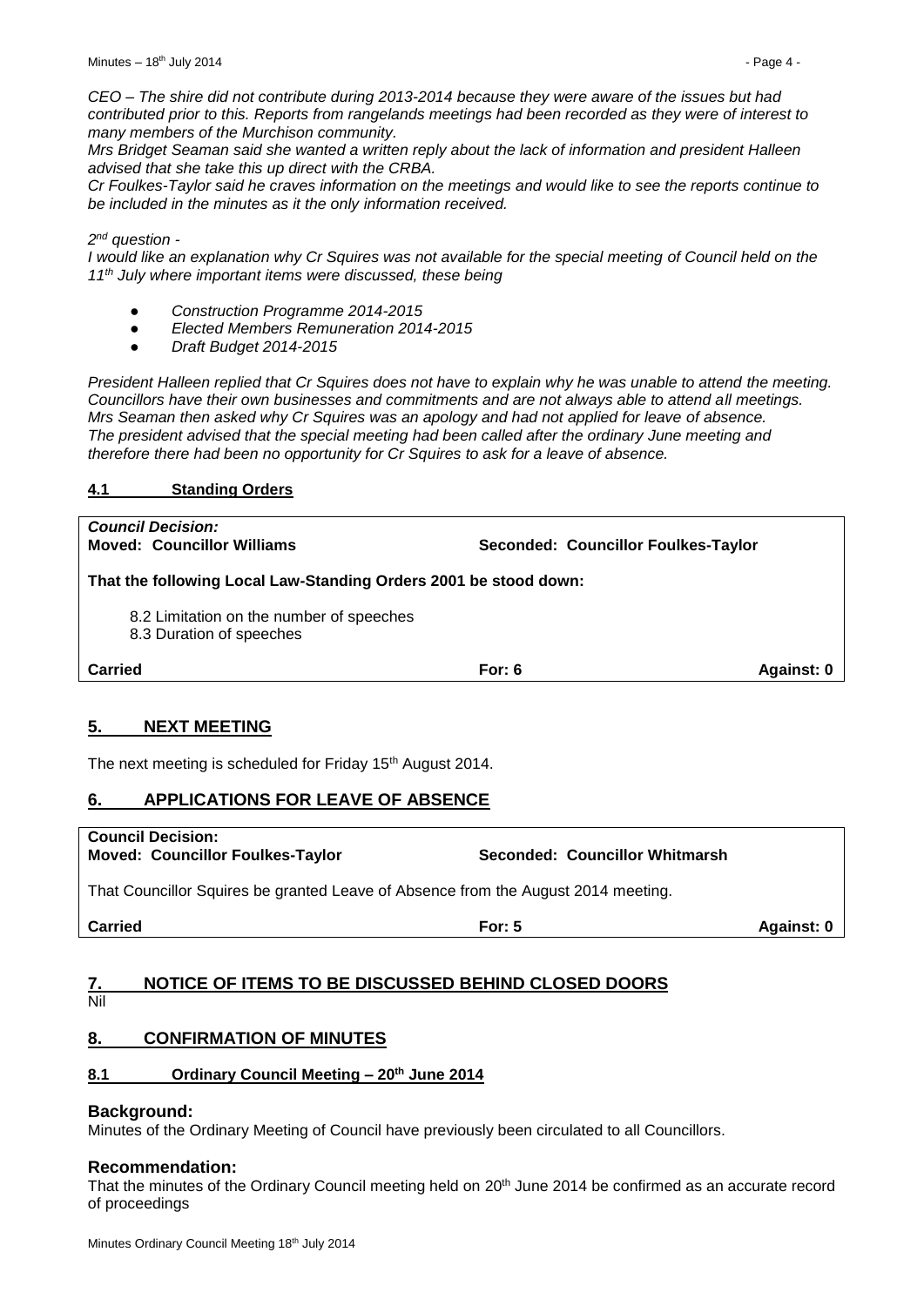*CEO – The shire did not contribute during 2013-2014 because they were aware of the issues but had contributed prior to this. Reports from rangelands meetings had been recorded as they were of interest to many members of the Murchison community.*

*Mrs Bridget Seaman said she wanted a written reply about the lack of information and president Halleen advised that she take this up direct with the CRBA.*

*Cr Foulkes-Taylor said he craves information on the meetings and would like to see the reports continue to be included in the minutes as it the only information received.*

*2nd question -*

*I would like an explanation why Cr Squires was not available for the special meeting of Council held on the 11th July where important items were discussed, these being*

- *Construction Programme 2014-2015*
- *Elected Members Remuneration 2014-2015*
- *Draft Budget 2014-2015*

*President Halleen replied that Cr Squires does not have to explain why he was unable to attend the meeting. Councillors have their own businesses and commitments and are not always able to attend all meetings. Mrs Seaman then asked why Cr Squires was an apology and had not applied for leave of absence. The president advised that the special meeting had been called after the ordinary June meeting and therefore there had been no opportunity for Cr Squires to ask for a leave of absence.*

### 4.1 Standing Orders

***Council Decision:***
**Moved: Councillor Williams** **Seconded: Councillor Foulkes-Taylor**

**That the following Local Law-Standing Orders 2001 be stood down:**

8.2 Limitation on the number of speeches
8.3 Duration of speeches

**Carried** **For: 6** **Against: 0**

## 5. NEXT MEETING

The next meeting is scheduled for Friday 15th August 2014.

## 6. APPLICATIONS FOR LEAVE OF ABSENCE

**Council Decision:**
**Moved: Councillor Foulkes-Taylor** **Seconded: Councillor Whitmarsh**

That Councillor Squires be granted Leave of Absence from the August 2014 meeting.

**Carried** **For: 5** **Against: 0**

## 7. NOTICE OF ITEMS TO BE DISCUSSED BEHIND CLOSED DOORS

Nil

## 8. CONFIRMATION OF MINUTES

### 8.1 Ordinary Council Meeting – 20th June 2014

**Background:**

Minutes of the Ordinary Meeting of Council have previously been circulated to all Councillors.

**Recommendation:**

That the minutes of the Ordinary Council meeting held on 20th June 2014 be confirmed as an accurate record of proceedings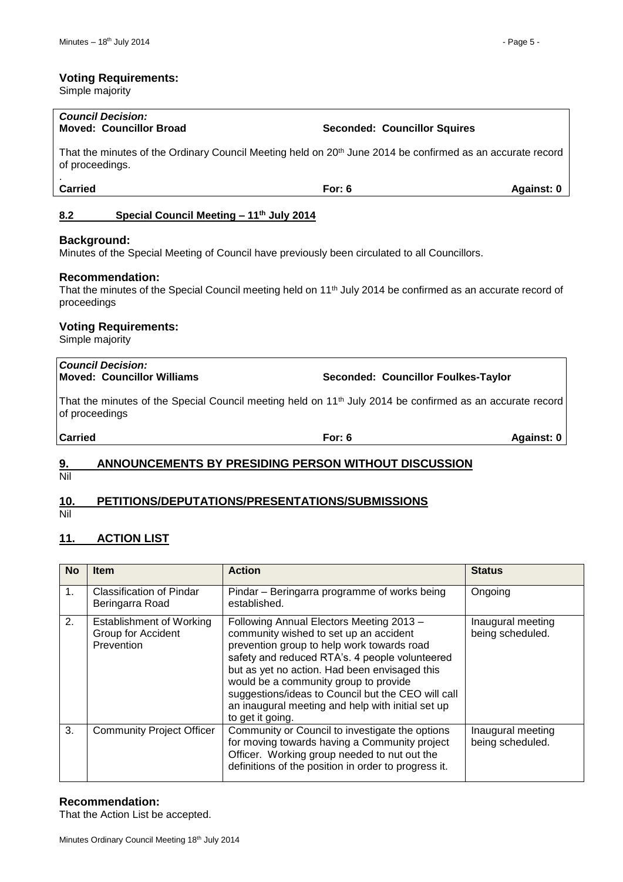**Voting Requirements:**
Simple majority

***Council Decision:***
**Moved: Councillor Broad** **Seconded: Councillor Squires**

That the minutes of the Ordinary Council Meeting held on 20th June 2014 be confirmed as an accurate record of proceedings.

.
**Carried** **For: 6** **Against: 0**

## 8.2 Special Council Meeting – 11th July 2014

**Background:**
Minutes of the Special Meeting of Council have previously been circulated to all Councillors.

**Recommendation:**
That the minutes of the Special Council meeting held on 11th July 2014 be confirmed as an accurate record of proceedings

**Voting Requirements:**
Simple majority

***Council Decision:***
**Moved: Councillor Williams** **Seconded: Councillor Foulkes-Taylor**

That the minutes of the Special Council meeting held on 11th July 2014 be confirmed as an accurate record of proceedings

**Carried** **For: 6** **Against: 0**

# 9. ANNOUNCEMENTS BY PRESIDING PERSON WITHOUT DISCUSSION
Nil

# 10. PETITIONS/DEPUTATIONS/PRESENTATIONS/SUBMISSIONS
Nil

# 11. ACTION LIST

| No | Item | Action | Status |
|---|---|---|---|
| 1. | Classification of Pindar Beringarra Road | Pindar – Beringarra programme of works being established. | Ongoing |
| 2. | Establishment of Working Group for Accident Prevention | Following Annual Electors Meeting 2013 – community wished to set up an accident prevention group to help work towards road safety and reduced RTA's. 4 people volunteered but as yet no action. Had been envisaged this would be a community group to provide suggestions/ideas to Council but the CEO will call an inaugural meeting and help with initial set up to get it going. | Inaugural meeting being scheduled. |
| 3. | Community Project Officer | Community or Council to investigate the options for moving towards having a Community project Officer. Working group needed to nut out the definitions of the position in order to progress it. | Inaugural meeting being scheduled. |

**Recommendation:**
That the Action List be accepted.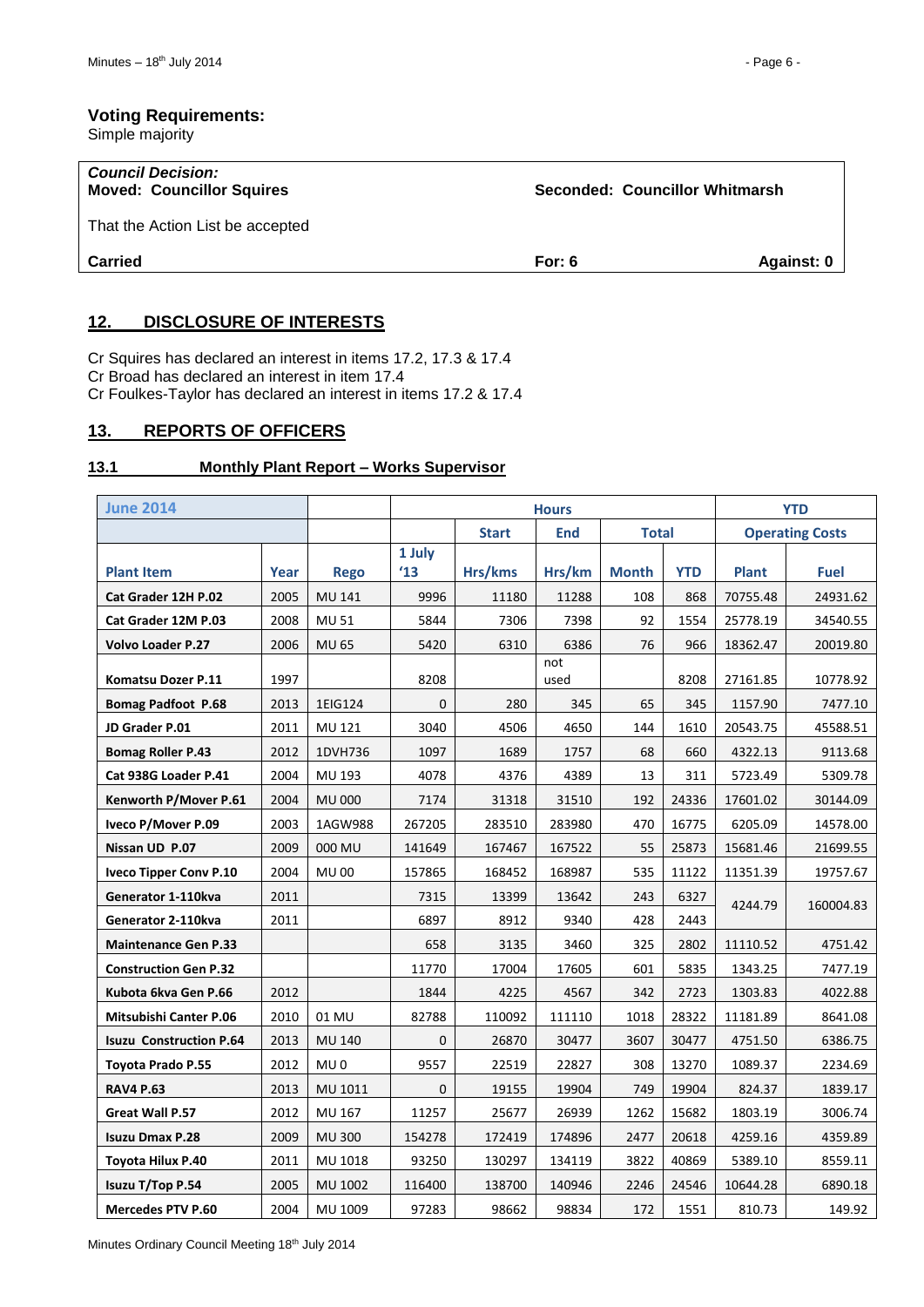**Voting Requirements:**
Simple majority

| *Council Decision:* **Moved: Councillor Squires** | | **Seconded: Councillor Whitmarsh** |
|---|---|---|
| That the Action List be accepted | | |
| **Carried** | **For: 6** | **Against: 0** |

## 12. DISCLOSURE OF INTERESTS

Cr Squires has declared an interest in items 17.2, 17.3 & 17.4
Cr Broad has declared an interest in item 17.4
Cr Foulkes-Taylor has declared an interest in items 17.2 & 17.4

## 13. REPORTS OF OFFICERS

### 13.1 Monthly Plant Report – Works Supervisor

| June 2014 | | | Hours | | | | | YTD | |
|---|---|---|---|---|---|---|---|---|---|
| | | | | Start | End | Total | | Operating Costs | |
| **Plant Item** | **Year** | **Rego** | **1 July '13** | **Hrs/kms** | **Hrs/km** | **Month** | **YTD** | **Plant** | **Fuel** |
| **Cat Grader 12H P.02** | 2005 | MU 141 | 9996 | 11180 | 11288 | 108 | 868 | 70755.48 | 24931.62 |
| **Cat Grader 12M P.03** | 2008 | MU 51 | 5844 | 7306 | 7398 | 92 | 1554 | 25778.19 | 34540.55 |
| **Volvo Loader P.27** | 2006 | MU 65 | 5420 | 6310 | 6386 | 76 | 966 | 18362.47 | 20019.80 |
| **Komatsu Dozer P.11** | 1997 | | 8208 | | not used | | 8208 | 27161.85 | 10778.92 |
| **Bomag Padfoot P.68** | 2013 | 1EIG124 | 0 | 280 | 345 | 65 | 345 | 1157.90 | 7477.10 |
| **JD Grader P.01** | 2011 | MU 121 | 3040 | 4506 | 4650 | 144 | 1610 | 20543.75 | 45588.51 |
| **Bomag Roller P.43** | 2012 | 1DVH736 | 1097 | 1689 | 1757 | 68 | 660 | 4322.13 | 9113.68 |
| **Cat 938G Loader P.41** | 2004 | MU 193 | 4078 | 4376 | 4389 | 13 | 311 | 5723.49 | 5309.78 |
| **Kenworth P/Mover P.61** | 2004 | MU 000 | 7174 | 31318 | 31510 | 192 | 24336 | 17601.02 | 30144.09 |
| **Iveco P/Mover P.09** | 2003 | 1AGW988 | 267205 | 283510 | 283980 | 470 | 16775 | 6205.09 | 14578.00 |
| **Nissan UD P.07** | 2009 | 000 MU | 141649 | 167467 | 167522 | 55 | 25873 | 15681.46 | 21699.55 |
| **Iveco Tipper Conv P.10** | 2004 | MU 00 | 157865 | 168452 | 168987 | 535 | 11122 | 11351.39 | 19757.67 |
| **Generator 1-110kva** | 2011 | | 7315 | 13399 | 13642 | 243 | 6327 | 4244.79 | 160004.83 |
| **Generator 2-110kva** | 2011 | | 6897 | 8912 | 9340 | 428 | 2443 | | |
| **Maintenance Gen P.33** | | | 658 | 3135 | 3460 | 325 | 2802 | 11110.52 | 4751.42 |
| **Construction Gen P.32** | | | 11770 | 17004 | 17605 | 601 | 5835 | 1343.25 | 7477.19 |
| **Kubota 6kva Gen P.66** | 2012 | | 1844 | 4225 | 4567 | 342 | 2723 | 1303.83 | 4022.88 |
| **Mitsubishi Canter P.06** | 2010 | 01 MU | 82788 | 110092 | 111110 | 1018 | 28322 | 11181.89 | 8641.08 |
| **Isuzu Construction P.64** | 2013 | MU 140 | 0 | 26870 | 30477 | 3607 | 30477 | 4751.50 | 6386.75 |
| **Toyota Prado P.55** | 2012 | MU 0 | 9557 | 22519 | 22827 | 308 | 13270 | 1089.37 | 2234.69 |
| **RAV4 P.63** | 2013 | MU 1011 | 0 | 19155 | 19904 | 749 | 19904 | 824.37 | 1839.17 |
| **Great Wall P.57** | 2012 | MU 167 | 11257 | 25677 | 26939 | 1262 | 15682 | 1803.19 | 3006.74 |
| **Isuzu Dmax P.28** | 2009 | MU 300 | 154278 | 172419 | 174896 | 2477 | 20618 | 4259.16 | 4359.89 |
| **Toyota Hilux P.40** | 2011 | MU 1018 | 93250 | 130297 | 134119 | 3822 | 40869 | 5389.10 | 8559.11 |
| **Isuzu T/Top P.54** | 2005 | MU 1002 | 116400 | 138700 | 140946 | 2246 | 24546 | 10644.28 | 6890.18 |
| **Mercedes PTV P.60** | 2004 | MU 1009 | 97283 | 98662 | 98834 | 172 | 1551 | 810.73 | 149.92 |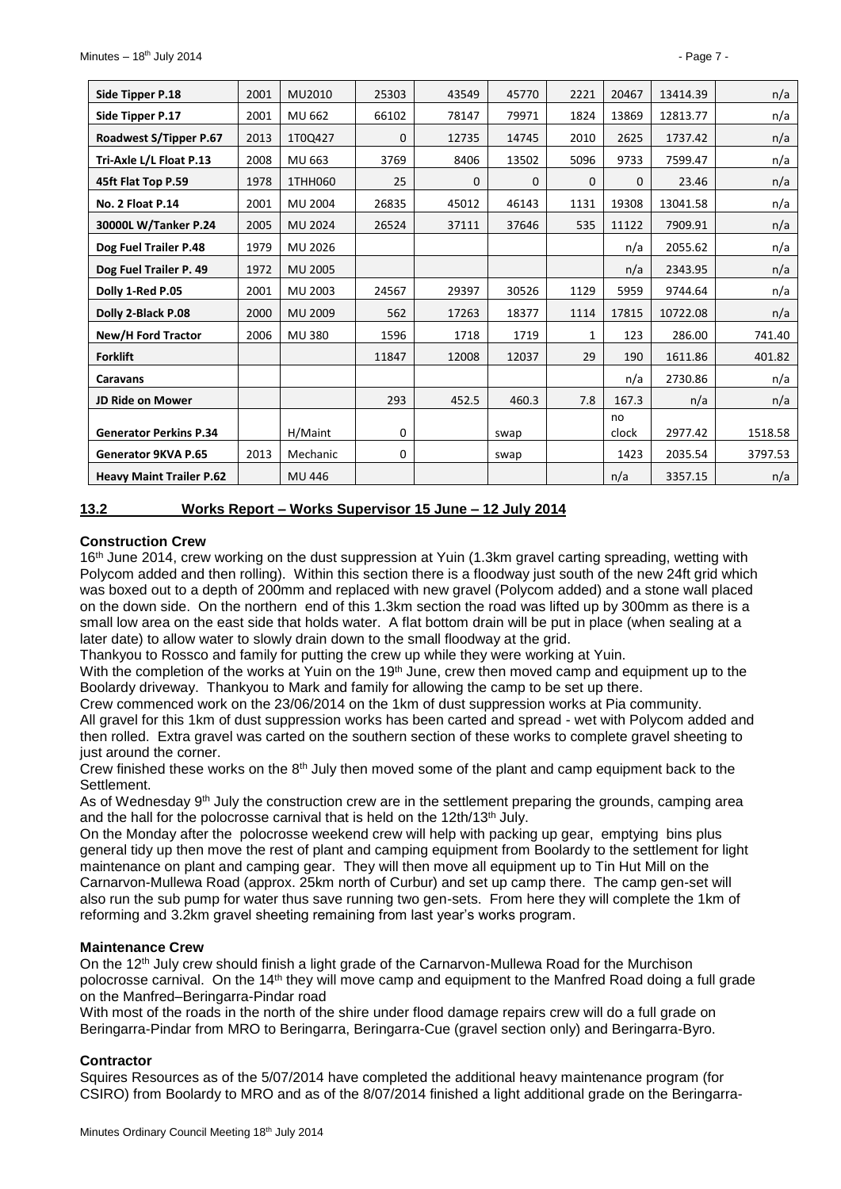| Side Tipper P.18 | 2001 | MU2010 | 25303 | 43549 | 45770 | 2221 | 20467 | 13414.39 | n/a |
|---|---|---|---|---|---|---|---|---|---|
| Side Tipper P.17 | 2001 | MU 662 | 66102 | 78147 | 79971 | 1824 | 13869 | 12813.77 | n/a |
| Roadwest S/Tipper P.67 | 2013 | 1T0Q427 | 0 | 12735 | 14745 | 2010 | 2625 | 1737.42 | n/a |
| Tri-Axle L/L Float P.13 | 2008 | MU 663 | 3769 | 8406 | 13502 | 5096 | 9733 | 7599.47 | n/a |
| 45ft Flat Top P.59 | 1978 | 1THH060 | 25 | 0 | 0 | 0 | 0 | 23.46 | n/a |
| No. 2 Float P.14 | 2001 | MU 2004 | 26835 | 45012 | 46143 | 1131 | 19308 | 13041.58 | n/a |
| 30000L W/Tanker P.24 | 2005 | MU 2024 | 26524 | 37111 | 37646 | 535 | 11122 | 7909.91 | n/a |
| Dog Fuel Trailer P.48 | 1979 | MU 2026 | | | | | n/a | 2055.62 | n/a |
| Dog Fuel Trailer P. 49 | 1972 | MU 2005 | | | | | n/a | 2343.95 | n/a |
| Dolly 1-Red P.05 | 2001 | MU 2003 | 24567 | 29397 | 30526 | 1129 | 5959 | 9744.64 | n/a |
| Dolly 2-Black P.08 | 2000 | MU 2009 | 562 | 17263 | 18377 | 1114 | 17815 | 10722.08 | n/a |
| New/H Ford Tractor | 2006 | MU 380 | 1596 | 1718 | 1719 | 1 | 123 | 286.00 | 741.40 |
| Forklift | | | 11847 | 12008 | 12037 | 29 | 190 | 1611.86 | 401.82 |
| Caravans | | | | | | | n/a | 2730.86 | n/a |
| JD Ride on Mower | | | 293 | 452.5 | 460.3 | 7.8 | 167.3 | n/a | n/a |
| Generator Perkins P.34 | | H/Maint | 0 | | swap | | no clock | 2977.42 | 1518.58 |
| Generator 9KVA P.65 | 2013 | Mechanic | 0 | | swap | | 1423 | 2035.54 | 3797.53 |
| Heavy Maint Trailer P.62 | | MU 446 | | | | | n/a | 3357.15 | n/a |

## 13.2 Works Report – Works Supervisor 15 June – 12 July 2014

### Construction Crew

16th June 2014, crew working on the dust suppression at Yuin (1.3km gravel carting spreading, wetting with Polycom added and then rolling). Within this section there is a floodway just south of the new 24ft grid which was boxed out to a depth of 200mm and replaced with new gravel (Polycom added) and a stone wall placed on the down side. On the northern end of this 1.3km section the road was lifted up by 300mm as there is a small low area on the east side that holds water. A flat bottom drain will be put in place (when sealing at a later date) to allow water to slowly drain down to the small floodway at the grid.

Thankyou to Rossco and family for putting the crew up while they were working at Yuin.

With the completion of the works at Yuin on the 19th June, crew then moved camp and equipment up to the Boolardy driveway. Thankyou to Mark and family for allowing the camp to be set up there.

Crew commenced work on the 23/06/2014 on the 1km of dust suppression works at Pia community.

All gravel for this 1km of dust suppression works has been carted and spread - wet with Polycom added and then rolled. Extra gravel was carted on the southern section of these works to complete gravel sheeting to just around the corner.

Crew finished these works on the 8th July then moved some of the plant and camp equipment back to the Settlement.

As of Wednesday 9th July the construction crew are in the settlement preparing the grounds, camping area and the hall for the polocrosse carnival that is held on the 12th/13th July.

On the Monday after the polocrosse weekend crew will help with packing up gear, emptying bins plus general tidy up then move the rest of plant and camping equipment from Boolardy to the settlement for light maintenance on plant and camping gear. They will then move all equipment up to Tin Hut Mill on the Carnarvon-Mullewa Road (approx. 25km north of Curbur) and set up camp there. The camp gen-set will also run the sub pump for water thus save running two gen-sets. From here they will complete the 1km of reforming and 3.2km gravel sheeting remaining from last year's works program.

### Maintenance Crew

On the 12th July crew should finish a light grade of the Carnarvon-Mullewa Road for the Murchison polocrosse carnival. On the 14th they will move camp and equipment to the Manfred Road doing a full grade on the Manfred–Beringarra-Pindar road

With most of the roads in the north of the shire under flood damage repairs crew will do a full grade on Beringarra-Pindar from MRO to Beringarra, Beringarra-Cue (gravel section only) and Beringarra-Byro.

### Contractor

Squires Resources as of the 5/07/2014 have completed the additional heavy maintenance program (for CSIRO) from Boolardy to MRO and as of the 8/07/2014 finished a light additional grade on the Beringarra-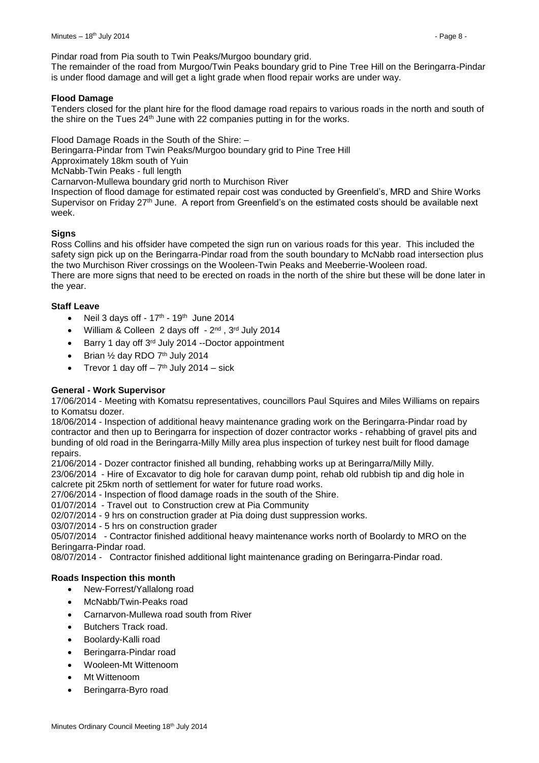Pindar road from Pia south to Twin Peaks/Murgoo boundary grid.

The remainder of the road from Murgoo/Twin Peaks boundary grid to Pine Tree Hill on the Beringarra-Pindar is under flood damage and will get a light grade when flood repair works are under way.

**Flood Damage**

Tenders closed for the plant hire for the flood damage road repairs to various roads in the north and south of the shire on the Tues 24th June with 22 companies putting in for the works.

Flood Damage Roads in the South of the Shire: –

Beringarra-Pindar from Twin Peaks/Murgoo boundary grid to Pine Tree Hill

Approximately 18km south of Yuin

McNabb-Twin Peaks - full length

Carnarvon-Mullewa boundary grid north to Murchison River

Inspection of flood damage for estimated repair cost was conducted by Greenfield's, MRD and Shire Works Supervisor on Friday 27th June. A report from Greenfield's on the estimated costs should be available next week.

**Signs**

Ross Collins and his offsider have competed the sign run on various roads for this year. This included the safety sign pick up on the Beringarra-Pindar road from the south boundary to McNabb road intersection plus the two Murchison River crossings on the Wooleen-Twin Peaks and Meeberrie-Wooleen road.

There are more signs that need to be erected on roads in the north of the shire but these will be done later in the year.

**Staff Leave**

- Neil 3 days off - 17th - 19th June 2014
- William & Colleen 2 days off - 2nd , 3rd July 2014
- Barry 1 day off 3rd July 2014 --Doctor appointment
- Brian ½ day RDO 7th July 2014
- Trevor 1 day off – 7th July 2014 – sick

**General - Work Supervisor**

17/06/2014 - Meeting with Komatsu representatives, councillors Paul Squires and Miles Williams on repairs to Komatsu dozer.

18/06/2014 - Inspection of additional heavy maintenance grading work on the Beringarra-Pindar road by contractor and then up to Beringarra for inspection of dozer contractor works - rehabbing of gravel pits and bunding of old road in the Beringarra-Milly Milly area plus inspection of turkey nest built for flood damage repairs.

21/06/2014 - Dozer contractor finished all bunding, rehabbing works up at Beringarra/Milly Milly.

23/06/2014 - Hire of Excavator to dig hole for caravan dump point, rehab old rubbish tip and dig hole in calcrete pit 25km north of settlement for water for future road works.

27/06/2014 - Inspection of flood damage roads in the south of the Shire.

01/07/2014 - Travel out to Construction crew at Pia Community

02/07/2014 - 9 hrs on construction grader at Pia doing dust suppression works.

03/07/2014 - 5 hrs on construction grader

05/07/2014 - Contractor finished additional heavy maintenance works north of Boolardy to MRO on the Beringarra-Pindar road.

08/07/2014 - Contractor finished additional light maintenance grading on Beringarra-Pindar road.

**Roads Inspection this month**

- New-Forrest/Yallalong road
- McNabb/Twin-Peaks road
- Carnarvon-Mullewa road south from River
- Butchers Track road.
- Boolardy-Kalli road
- Beringarra-Pindar road
- Wooleen-Mt Wittenoom
- Mt Wittenoom
- Beringarra-Byro road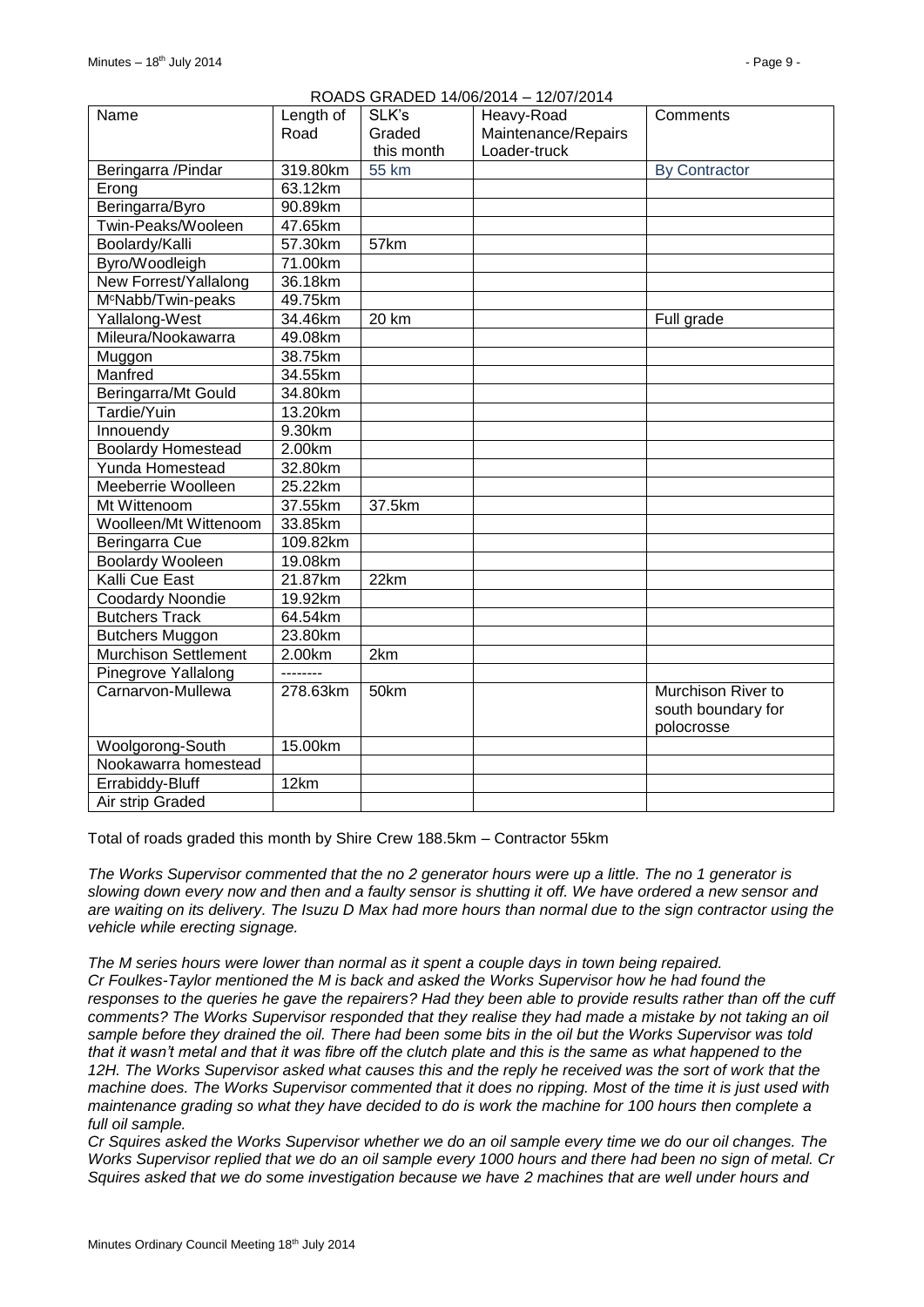ROADS GRADED 14/06/2014 – 12/07/2014

| Name | Length of Road | SLK's Graded this month | Heavy-Road Maintenance/Repairs Loader-truck | Comments |
|---|---|---|---|---|
| Beringarra /Pindar | 319.80km | 55 km | | By Contractor |
| Erong | 63.12km | | | |
| Beringarra/Byro | 90.89km | | | |
| Twin-Peaks/Wooleen | 47.65km | | | |
| Boolardy/Kalli | 57.30km | 57km | | |
| Byro/Woodleigh | 71.00km | | | |
| New Forrest/Yallalong | 36.18km | | | |
| McNabb/Twin-peaks | 49.75km | | | |
| Yallalong-West | 34.46km | 20 km | | Full grade |
| Mileura/Nookawarra | 49.08km | | | |
| Muggon | 38.75km | | | |
| Manfred | 34.55km | | | |
| Beringarra/Mt Gould | 34.80km | | | |
| Tardie/Yuin | 13.20km | | | |
| Innouendy | 9.30km | | | |
| Boolardy Homestead | 2.00km | | | |
| Yunda Homestead | 32.80km | | | |
| Meeberrie Woolleen | 25.22km | | | |
| Mt Wittenoom | 37.55km | 37.5km | | |
| Woolleen/Mt Wittenoom | 33.85km | | | |
| Beringarra Cue | 109.82km | | | |
| Boolardy Wooleen | 19.08km | | | |
| Kalli Cue East | 21.87km | 22km | | |
| Coodardy Noondie | 19.92km | | | |
| Butchers Track | 64.54km | | | |
| Butchers Muggon | 23.80km | | | |
| Murchison Settlement | 2.00km | 2km | | |
| Pinegrove Yallalong | -------- | | | |
| Carnarvon-Mullewa | 278.63km | 50km | | Murchison River to south boundary for polocrosse |
| Woolgorong-South | 15.00km | | | |
| Nookawarra homestead | | | | |
| Errabiddy-Bluff | 12km | | | |
| Air strip Graded | | | | |

Total of roads graded this month by Shire Crew 188.5km – Contractor 55km

*The Works Supervisor commented that the no 2 generator hours were up a little. The no 1 generator is slowing down every now and then and a faulty sensor is shutting it off. We have ordered a new sensor and are waiting on its delivery. The Isuzu D Max had more hours than normal due to the sign contractor using the vehicle while erecting signage.*

*The M series hours were lower than normal as it spent a couple days in town being repaired.*
*Cr Foulkes-Taylor mentioned the M is back and asked the Works Supervisor how he had found the responses to the queries he gave the repairers? Had they been able to provide results rather than off the cuff comments? The Works Supervisor responded that they realise they had made a mistake by not taking an oil sample before they drained the oil. There had been some bits in the oil but the Works Supervisor was told that it wasn't metal and that it was fibre off the clutch plate and this is the same as what happened to the 12H. The Works Supervisor asked what causes this and the reply he received was the sort of work that the machine does. The Works Supervisor commented that it does no ripping. Most of the time it is just used with maintenance grading so what they have decided to do is work the machine for 100 hours then complete a full oil sample.*
*Cr Squires asked the Works Supervisor whether we do an oil sample every time we do our oil changes. The Works Supervisor replied that we do an oil sample every 1000 hours and there had been no sign of metal. Cr Squires asked that we do some investigation because we have 2 machines that are well under hours and*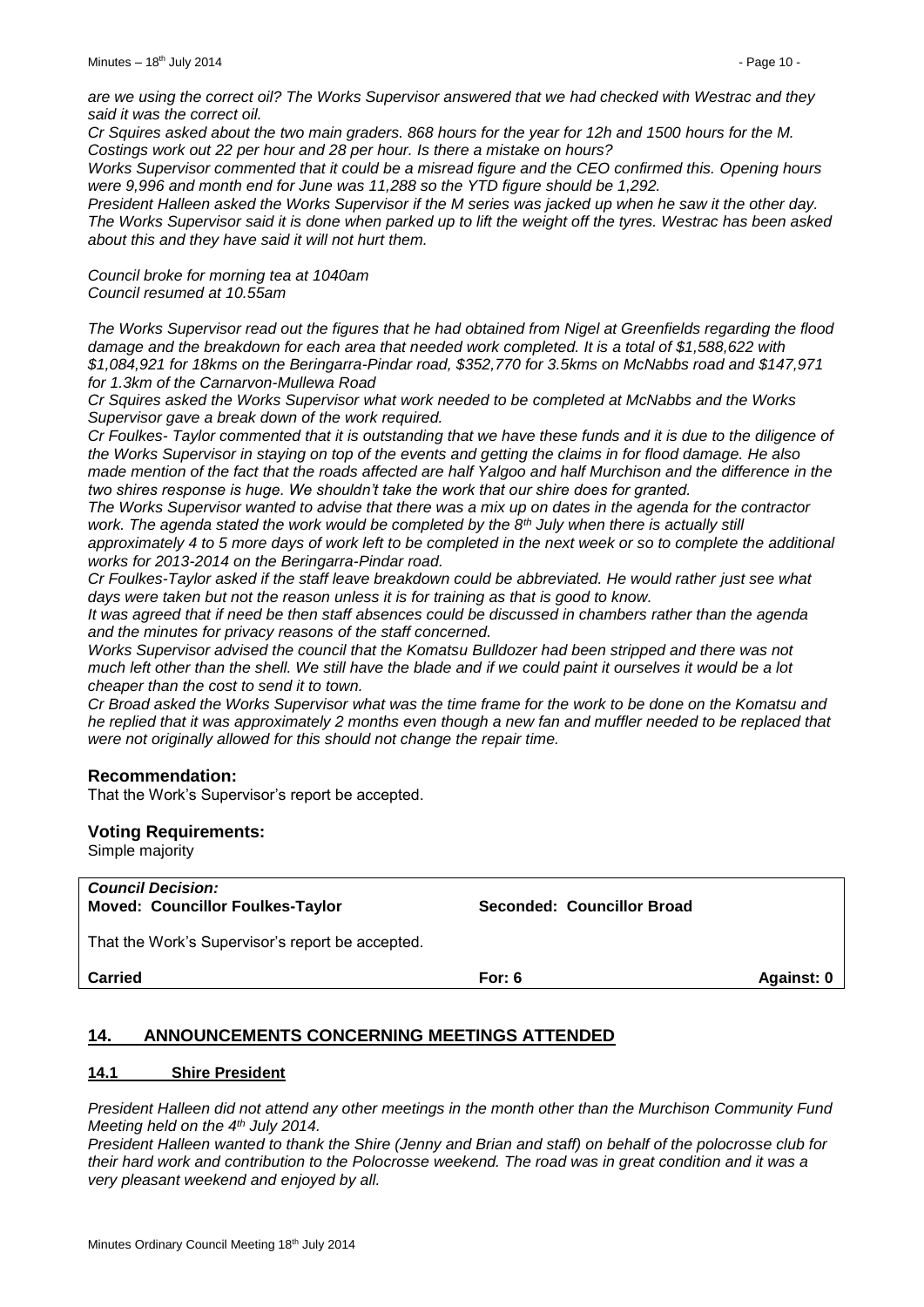*are we using the correct oil? The Works Supervisor answered that we had checked with Westrac and they said it was the correct oil.*

*Cr Squires asked about the two main graders. 868 hours for the year for 12h and 1500 hours for the M. Costings work out 22 per hour and 28 per hour. Is there a mistake on hours?*

*Works Supervisor commented that it could be a misread figure and the CEO confirmed this. Opening hours were 9,996 and month end for June was 11,288 so the YTD figure should be 1,292.*

*President Halleen asked the Works Supervisor if the M series was jacked up when he saw it the other day. The Works Supervisor said it is done when parked up to lift the weight off the tyres. Westrac has been asked about this and they have said it will not hurt them.*

*Council broke for morning tea at 1040am*
*Council resumed at 10.55am*

*The Works Supervisor read out the figures that he had obtained from Nigel at Greenfields regarding the flood damage and the breakdown for each area that needed work completed. It is a total of $1,588,622 with $1,084,921 for 18kms on the Beringarra-Pindar road, $352,770 for 3.5kms on McNabbs road and $147,971 for 1.3km of the Carnarvon-Mullewa Road*

*Cr Squires asked the Works Supervisor what work needed to be completed at McNabbs and the Works Supervisor gave a break down of the work required.*

*Cr Foulkes- Taylor commented that it is outstanding that we have these funds and it is due to the diligence of the Works Supervisor in staying on top of the events and getting the claims in for flood damage. He also made mention of the fact that the roads affected are half Yalgoo and half Murchison and the difference in the two shires response is huge. We shouldn't take the work that our shire does for granted.*

*The Works Supervisor wanted to advise that there was a mix up on dates in the agenda for the contractor work. The agenda stated the work would be completed by the 8th July when there is actually still approximately 4 to 5 more days of work left to be completed in the next week or so to complete the additional works for 2013-2014 on the Beringarra-Pindar road.*

*Cr Foulkes-Taylor asked if the staff leave breakdown could be abbreviated. He would rather just see what days were taken but not the reason unless it is for training as that is good to know.*

*It was agreed that if need be then staff absences could be discussed in chambers rather than the agenda and the minutes for privacy reasons of the staff concerned.*

*Works Supervisor advised the council that the Komatsu Bulldozer had been stripped and there was not much left other than the shell. We still have the blade and if we could paint it ourselves it would be a lot cheaper than the cost to send it to town.*

*Cr Broad asked the Works Supervisor what was the time frame for the work to be done on the Komatsu and he replied that it was approximately 2 months even though a new fan and muffler needed to be replaced that were not originally allowed for this should not change the repair time.*

### Recommendation:

That the Work's Supervisor's report be accepted.

### Voting Requirements:

Simple majority

| ***Council Decision:*** **Moved: Councillor Foulkes-Taylor** | **Seconded: Councillor Broad** | |
|---|---|---|
| That the Work's Supervisor's report be accepted. | | |
| **Carried** | **For: 6** | **Against: 0** |

## 14. ANNOUNCEMENTS CONCERNING MEETINGS ATTENDED

### 14.1 Shire President

*President Halleen did not attend any other meetings in the month other than the Murchison Community Fund Meeting held on the 4th July 2014.*

*President Halleen wanted to thank the Shire (Jenny and Brian and staff) on behalf of the polocrosse club for their hard work and contribution to the Polocrosse weekend. The road was in great condition and it was a very pleasant weekend and enjoyed by all.*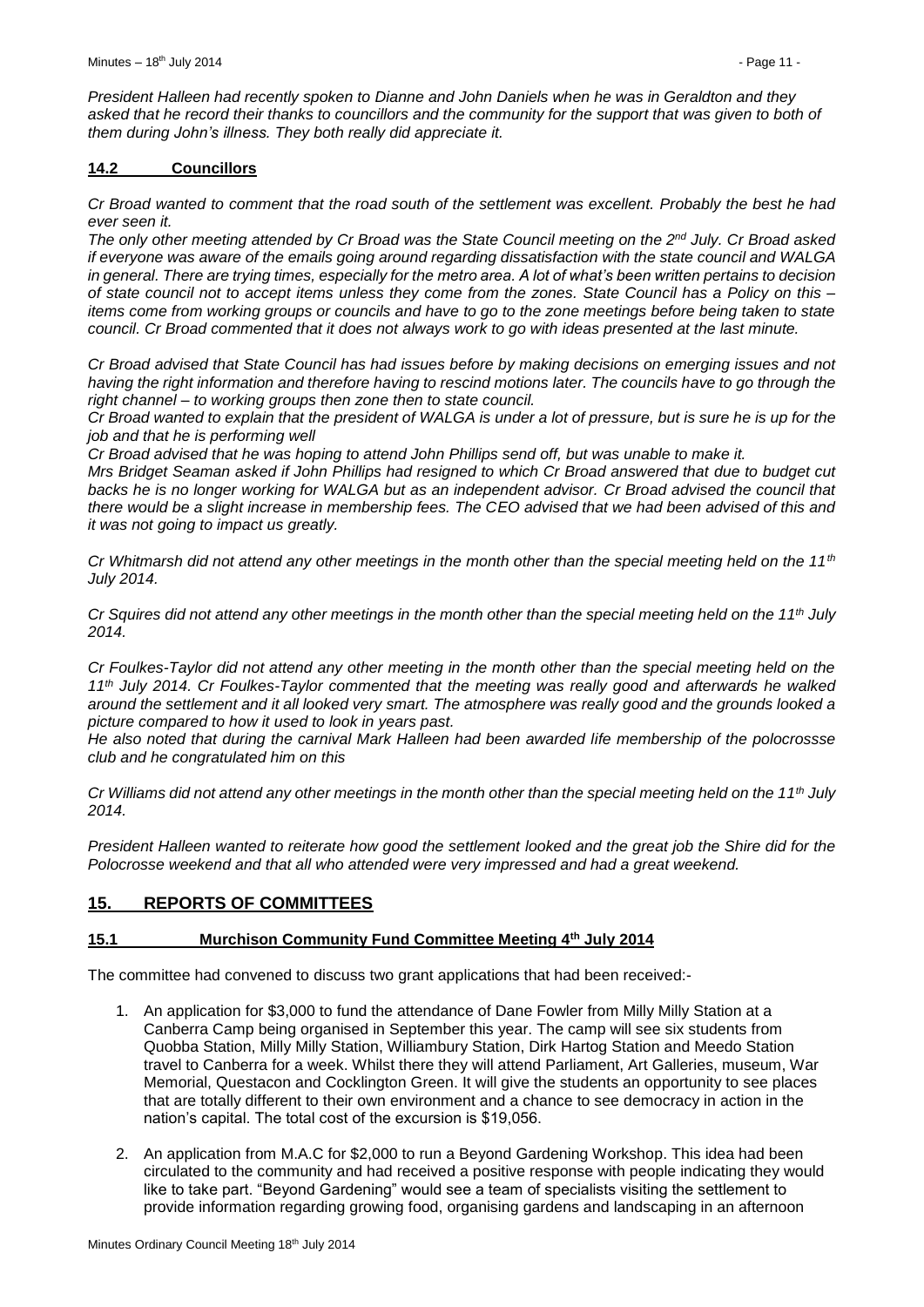*President Halleen had recently spoken to Dianne and John Daniels when he was in Geraldton and they asked that he record their thanks to councillors and the community for the support that was given to both of them during John's illness. They both really did appreciate it.*

## 14.2 Councillors

*Cr Broad wanted to comment that the road south of the settlement was excellent. Probably the best he had ever seen it.*

*The only other meeting attended by Cr Broad was the State Council meeting on the 2nd July. Cr Broad asked if everyone was aware of the emails going around regarding dissatisfaction with the state council and WALGA in general. There are trying times, especially for the metro area. A lot of what's been written pertains to decision of state council not to accept items unless they come from the zones. State Council has a Policy on this – items come from working groups or councils and have to go to the zone meetings before being taken to state council. Cr Broad commented that it does not always work to go with ideas presented at the last minute.*

*Cr Broad advised that State Council has had issues before by making decisions on emerging issues and not having the right information and therefore having to rescind motions later. The councils have to go through the right channel – to working groups then zone then to state council.*

*Cr Broad wanted to explain that the president of WALGA is under a lot of pressure, but is sure he is up for the job and that he is performing well*

*Cr Broad advised that he was hoping to attend John Phillips send off, but was unable to make it.*

*Mrs Bridget Seaman asked if John Phillips had resigned to which Cr Broad answered that due to budget cut backs he is no longer working for WALGA but as an independent advisor. Cr Broad advised the council that there would be a slight increase in membership fees. The CEO advised that we had been advised of this and it was not going to impact us greatly.*

*Cr Whitmarsh did not attend any other meetings in the month other than the special meeting held on the 11th July 2014.*

*Cr Squires did not attend any other meetings in the month other than the special meeting held on the 11th July 2014.*

*Cr Foulkes-Taylor did not attend any other meeting in the month other than the special meeting held on the 11th July 2014. Cr Foulkes-Taylor commented that the meeting was really good and afterwards he walked around the settlement and it all looked very smart. The atmosphere was really good and the grounds looked a picture compared to how it used to look in years past.*

*He also noted that during the carnival Mark Halleen had been awarded life membership of the polocrossse club and he congratulated him on this*

*Cr Williams did not attend any other meetings in the month other than the special meeting held on the 11th July 2014.*

*President Halleen wanted to reiterate how good the settlement looked and the great job the Shire did for the Polocrosse weekend and that all who attended were very impressed and had a great weekend.*

# 15. REPORTS OF COMMITTEES

## 15.1 Murchison Community Fund Committee Meeting 4th July 2014

The committee had convened to discuss two grant applications that had been received:-

1. An application for $3,000 to fund the attendance of Dane Fowler from Milly Milly Station at a Canberra Camp being organised in September this year. The camp will see six students from Quobba Station, Milly Milly Station, Williambury Station, Dirk Hartog Station and Meedo Station travel to Canberra for a week. Whilst there they will attend Parliament, Art Galleries, museum, War Memorial, Questacon and Cocklington Green. It will give the students an opportunity to see places that are totally different to their own environment and a chance to see democracy in action in the nation's capital. The total cost of the excursion is $19,056.

2. An application from M.A.C for $2,000 to run a Beyond Gardening Workshop. This idea had been circulated to the community and had received a positive response with people indicating they would like to take part. "Beyond Gardening" would see a team of specialists visiting the settlement to provide information regarding growing food, organising gardens and landscaping in an afternoon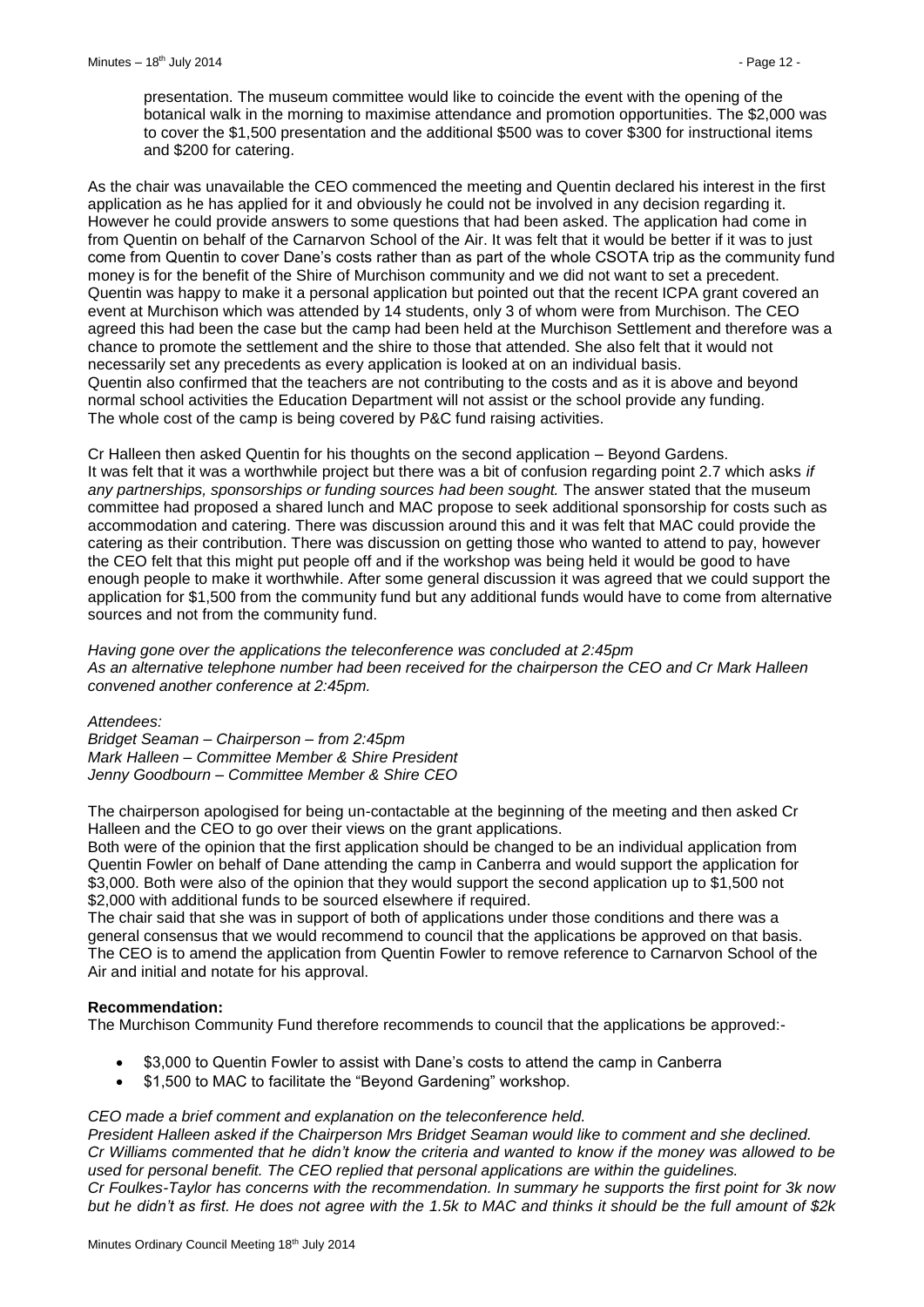presentation. The museum committee would like to coincide the event with the opening of the botanical walk in the morning to maximise attendance and promotion opportunities. The $2,000 was to cover the $1,500 presentation and the additional $500 was to cover $300 for instructional items and $200 for catering.

As the chair was unavailable the CEO commenced the meeting and Quentin declared his interest in the first application as he has applied for it and obviously he could not be involved in any decision regarding it. However he could provide answers to some questions that had been asked. The application had come in from Quentin on behalf of the Carnarvon School of the Air. It was felt that it would be better if it was to just come from Quentin to cover Dane's costs rather than as part of the whole CSOTA trip as the community fund money is for the benefit of the Shire of Murchison community and we did not want to set a precedent. Quentin was happy to make it a personal application but pointed out that the recent ICPA grant covered an event at Murchison which was attended by 14 students, only 3 of whom were from Murchison. The CEO agreed this had been the case but the camp had been held at the Murchison Settlement and therefore was a chance to promote the settlement and the shire to those that attended. She also felt that it would not necessarily set any precedents as every application is looked at on an individual basis.
Quentin also confirmed that the teachers are not contributing to the costs and as it is above and beyond normal school activities the Education Department will not assist or the school provide any funding.
The whole cost of the camp is being covered by P&C fund raising activities.

Cr Halleen then asked Quentin for his thoughts on the second application – Beyond Gardens.
It was felt that it was a worthwhile project but there was a bit of confusion regarding point 2.7 which asks *if any partnerships, sponsorships or funding sources had been sought.* The answer stated that the museum committee had proposed a shared lunch and MAC propose to seek additional sponsorship for costs such as accommodation and catering. There was discussion around this and it was felt that MAC could provide the catering as their contribution. There was discussion on getting those who wanted to attend to pay, however the CEO felt that this might put people off and if the workshop was being held it would be good to have enough people to make it worthwhile. After some general discussion it was agreed that we could support the application for $1,500 from the community fund but any additional funds would have to come from alternative sources and not from the community fund.

*Having gone over the applications the teleconference was concluded at 2:45pm*
*As an alternative telephone number had been received for the chairperson the CEO and Cr Mark Halleen convened another conference at 2:45pm.*

*Attendees:*
*Bridget Seaman – Chairperson – from 2:45pm*
*Mark Halleen – Committee Member & Shire President*
*Jenny Goodbourn – Committee Member & Shire CEO*

The chairperson apologised for being un-contactable at the beginning of the meeting and then asked Cr Halleen and the CEO to go over their views on the grant applications.
Both were of the opinion that the first application should be changed to be an individual application from Quentin Fowler on behalf of Dane attending the camp in Canberra and would support the application for $3,000. Both were also of the opinion that they would support the second application up to $1,500 not $2,000 with additional funds to be sourced elsewhere if required.
The chair said that she was in support of both of applications under those conditions and there was a general consensus that we would recommend to council that the applications be approved on that basis. The CEO is to amend the application from Quentin Fowler to remove reference to Carnarvon School of the Air and initial and notate for his approval.

**Recommendation:**
The Murchison Community Fund therefore recommends to council that the applications be approved:-

- $3,000 to Quentin Fowler to assist with Dane's costs to attend the camp in Canberra
- $1,500 to MAC to facilitate the "Beyond Gardening" workshop.

*CEO made a brief comment and explanation on the teleconference held.*
*President Halleen asked if the Chairperson Mrs Bridget Seaman would like to comment and she declined.*
*Cr Williams commented that he didn't know the criteria and wanted to know if the money was allowed to be used for personal benefit. The CEO replied that personal applications are within the guidelines.*
*Cr Foulkes-Taylor has concerns with the recommendation. In summary he supports the first point for 3k now but he didn't as first. He does not agree with the 1.5k to MAC and thinks it should be the full amount of $2k*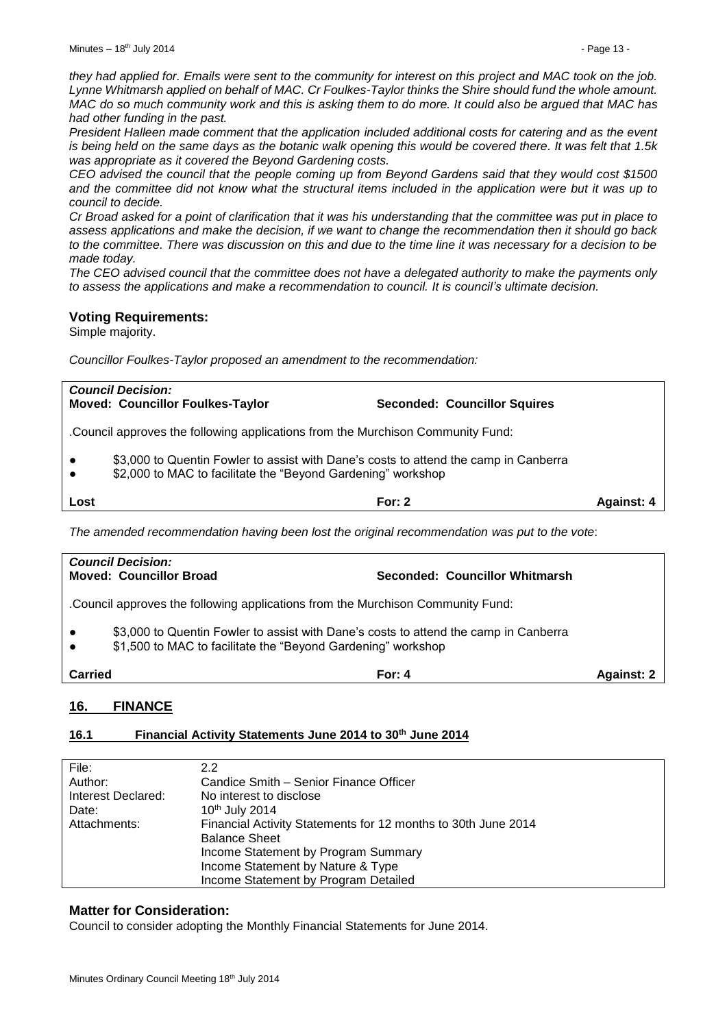*they had applied for. Emails were sent to the community for interest on this project and MAC took on the job. Lynne Whitmarsh applied on behalf of MAC. Cr Foulkes-Taylor thinks the Shire should fund the whole amount. MAC do so much community work and this is asking them to do more. It could also be argued that MAC has had other funding in the past.*

*President Halleen made comment that the application included additional costs for catering and as the event is being held on the same days as the botanic walk opening this would be covered there. It was felt that 1.5k was appropriate as it covered the Beyond Gardening costs.*

*CEO advised the council that the people coming up from Beyond Gardens said that they would cost $1500 and the committee did not know what the structural items included in the application were but it was up to council to decide.*

*Cr Broad asked for a point of clarification that it was his understanding that the committee was put in place to assess applications and make the decision, if we want to change the recommendation then it should go back to the committee. There was discussion on this and due to the time line it was necessary for a decision to be made today.*

*The CEO advised council that the committee does not have a delegated authority to make the payments only to assess the applications and make a recommendation to council. It is council's ultimate decision.*

## Voting Requirements:

Simple majority.

*Councillor Foulkes-Taylor proposed an amendment to the recommendation:*

***Council Decision:***
**Moved: Councillor Foulkes-Taylor** **Seconded: Councillor Squires**

.Council approves the following applications from the Murchison Community Fund:

- $3,000 to Quentin Fowler to assist with Dane's costs to attend the camp in Canberra
- $2,000 to MAC to facilitate the "Beyond Gardening" workshop

**Lost** **For: 2** **Against: 4**

*The amended recommendation having been lost the original recommendation was put to the vote*:

***Council Decision:***
**Moved: Councillor Broad** **Seconded: Councillor Whitmarsh**

.Council approves the following applications from the Murchison Community Fund:

- $3,000 to Quentin Fowler to assist with Dane's costs to attend the camp in Canberra
- $1,500 to MAC to facilitate the "Beyond Gardening" workshop

**Carried** **For: 4** **Against: 2**

## 16. FINANCE

### 16.1 Financial Activity Statements June 2014 to 30th June 2014

| | |
|---|---|
| File: | 2.2 |
| Author: | Candice Smith – Senior Finance Officer |
| Interest Declared: | No interest to disclose |
| Date: | 10th July 2014 |
| Attachments: | Financial Activity Statements for 12 months to 30th June 2014<br>Balance Sheet<br>Income Statement by Program Summary<br>Income Statement by Nature & Type<br>Income Statement by Program Detailed |

## Matter for Consideration:

Council to consider adopting the Monthly Financial Statements for June 2014.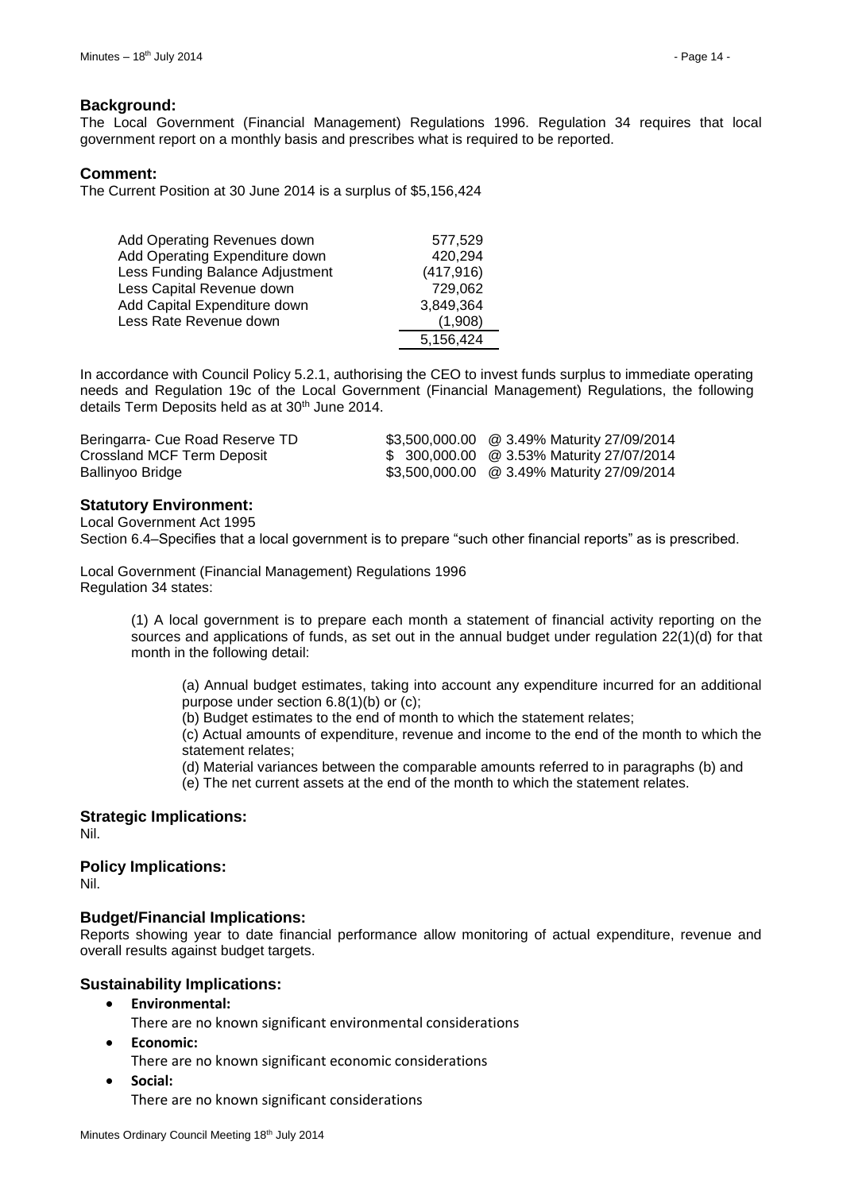## Background:

The Local Government (Financial Management) Regulations 1996. Regulation 34 requires that local government report on a monthly basis and prescribes what is required to be reported.

## Comment:

The Current Position at 30 June 2014 is a surplus of $5,156,424

| | |
|---|---:|
| Add Operating Revenues down | 577,529 |
| Add Operating Expenditure down | 420,294 |
| Less Funding Balance Adjustment | (417,916) |
| Less Capital Revenue down | 729,062 |
| Add Capital Expenditure down | 3,849,364 |
| Less Rate Revenue down | (1,908) |
| | 5,156,424 |

In accordance with Council Policy 5.2.1, authorising the CEO to invest funds surplus to immediate operating needs and Regulation 19c of the Local Government (Financial Management) Regulations, the following details Term Deposits held as at 30th June 2014.

| | | |
|---|---:|---|
| Beringarra- Cue Road Reserve TD | $3,500,000.00 | @ 3.49% Maturity 27/09/2014 |
| Crossland MCF Term Deposit | $ 300,000.00 | @ 3.53% Maturity 27/07/2014 |
| Ballinyoo Bridge | $3,500,000.00 | @ 3.49% Maturity 27/09/2014 |

## Statutory Environment:

Local Government Act 1995
Section 6.4–Specifies that a local government is to prepare "such other financial reports" as is prescribed.

Local Government (Financial Management) Regulations 1996
Regulation 34 states:

> (1) A local government is to prepare each month a statement of financial activity reporting on the sources and applications of funds, as set out in the annual budget under regulation 22(1)(d) for that month in the following detail:
>
> > (a) Annual budget estimates, taking into account any expenditure incurred for an additional purpose under section 6.8(1)(b) or (c);
> >
> > (b) Budget estimates to the end of month to which the statement relates;
> >
> > (c) Actual amounts of expenditure, revenue and income to the end of the month to which the statement relates;
> >
> > (d) Material variances between the comparable amounts referred to in paragraphs (b) and
> >
> > (e) The net current assets at the end of the month to which the statement relates.

## Strategic Implications:

Nil.

## Policy Implications:

Nil.

## Budget/Financial Implications:

Reports showing year to date financial performance allow monitoring of actual expenditure, revenue and overall results against budget targets.

## Sustainability Implications:

- **Environmental:**
  There are no known significant environmental considerations
- **Economic:**
  There are no known significant economic considerations
- **Social:**
  There are no known significant considerations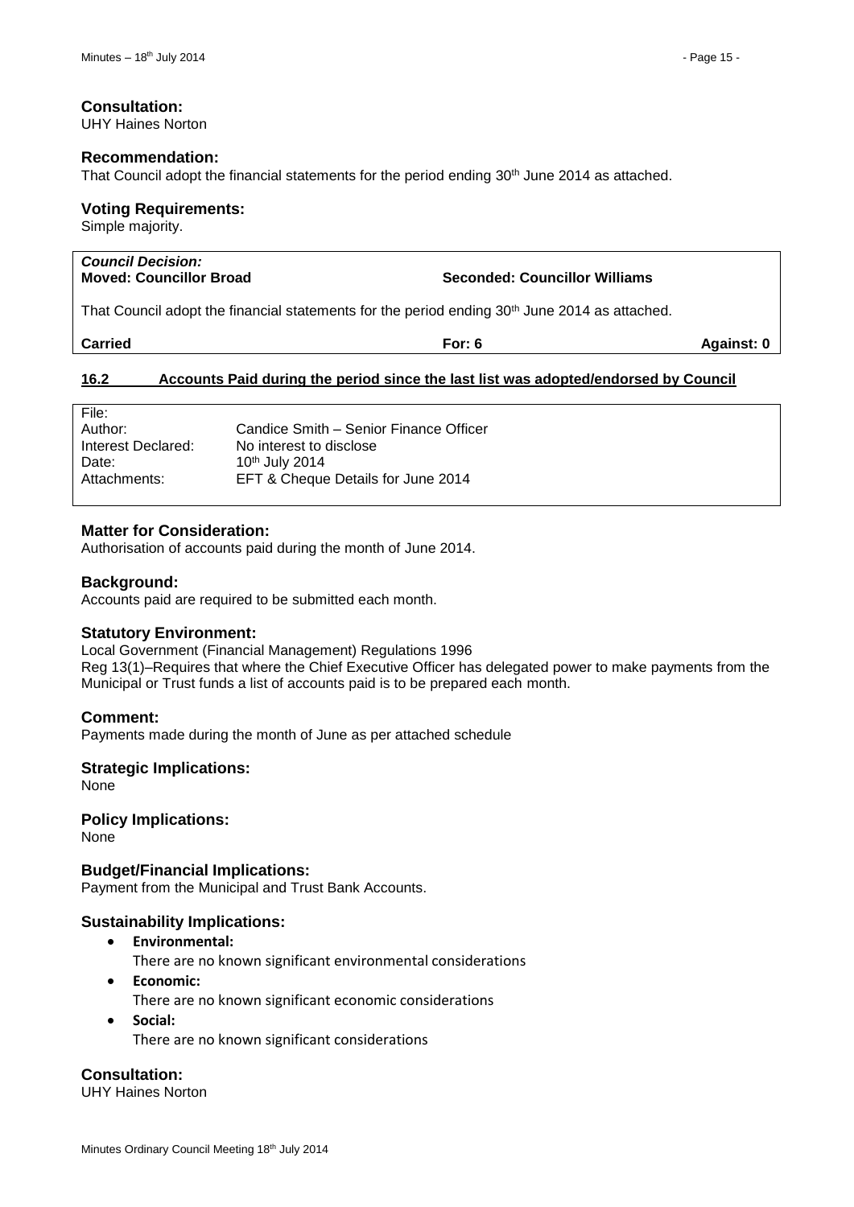**Consultation:**
UHY Haines Norton

**Recommendation:**
That Council adopt the financial statements for the period ending 30th June 2014 as attached.

**Voting Requirements:**
Simple majority.

| ***Council Decision:*** | | |
|---|---|---|
| **Moved: Councillor Broad** | **Seconded: Councillor Williams** | |
| That Council adopt the financial statements for the period ending 30th June 2014 as attached. | | |
| **Carried** | **For: 6** | **Against: 0** |

## 16.2 Accounts Paid during the period since the last list was adopted/endorsed by Council

| | |
|---|---|
| File: | |
| Author: | Candice Smith – Senior Finance Officer |
| Interest Declared: | No interest to disclose |
| Date: | 10th July 2014 |
| Attachments: | EFT & Cheque Details for June 2014 |

**Matter for Consideration:**
Authorisation of accounts paid during the month of June 2014.

**Background:**
Accounts paid are required to be submitted each month.

**Statutory Environment:**
Local Government (Financial Management) Regulations 1996
Reg 13(1)–Requires that where the Chief Executive Officer has delegated power to make payments from the Municipal or Trust funds a list of accounts paid is to be prepared each month.

**Comment:**
Payments made during the month of June as per attached schedule

**Strategic Implications:**
None

**Policy Implications:**
None

**Budget/Financial Implications:**
Payment from the Municipal and Trust Bank Accounts.

**Sustainability Implications:**

- **Environmental:**
  There are no known significant environmental considerations
- **Economic:**
  There are no known significant economic considerations
- **Social:**
  There are no known significant considerations

**Consultation:**
UHY Haines Norton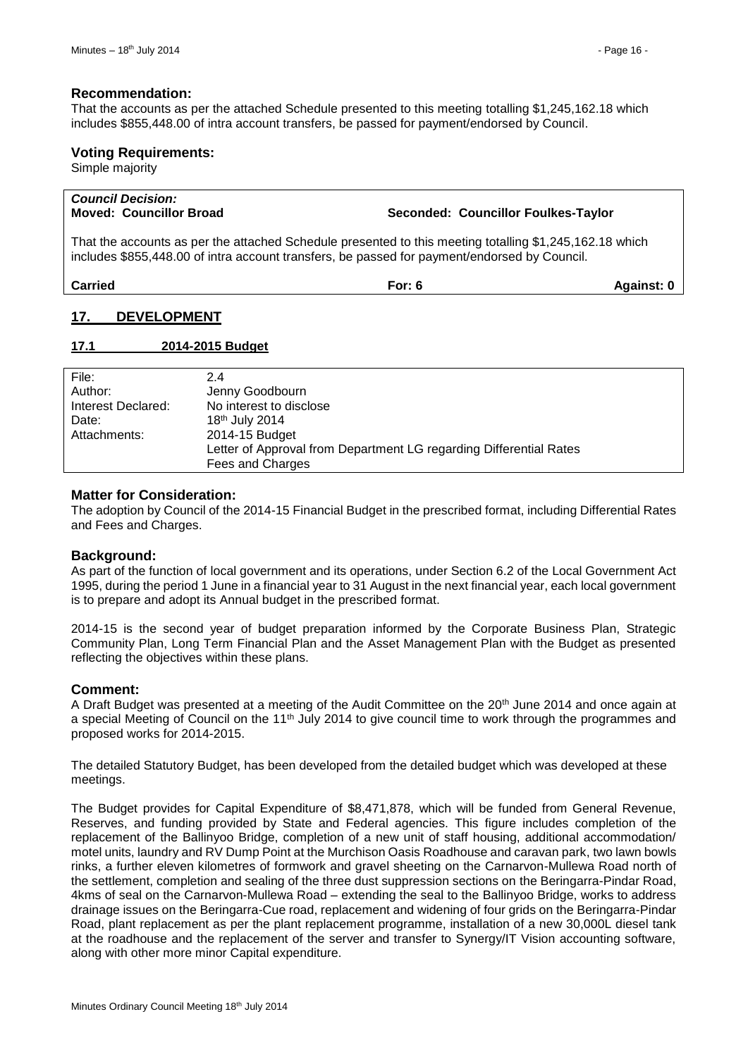### Recommendation:

That the accounts as per the attached Schedule presented to this meeting totalling $1,245,162.18 which includes $855,448.00 of intra account transfers, be passed for payment/endorsed by Council.

### Voting Requirements:

Simple majority

| ***Council Decision:*** | | |
|---|---|---|
| **Moved: Councillor Broad** | **Seconded: Councillor Foulkes-Taylor** | |
| That the accounts as per the attached Schedule presented to this meeting totalling $1,245,162.18 which includes $855,448.00 of intra account transfers, be passed for payment/endorsed by Council. | | |
| **Carried** | **For: 6** | **Against: 0** |

## 17. DEVELOPMENT

### 17.1 2014-2015 Budget

| | |
|---|---|
| File: | 2.4 |
| Author: | Jenny Goodbourn |
| Interest Declared: | No interest to disclose |
| Date: | 18th July 2014 |
| Attachments: | 2014-15 Budget<br>Letter of Approval from Department LG regarding Differential Rates<br>Fees and Charges |

### Matter for Consideration:

The adoption by Council of the 2014-15 Financial Budget in the prescribed format, including Differential Rates and Fees and Charges.

### Background:

As part of the function of local government and its operations, under Section 6.2 of the Local Government Act 1995, during the period 1 June in a financial year to 31 August in the next financial year, each local government is to prepare and adopt its Annual budget in the prescribed format.

2014-15 is the second year of budget preparation informed by the Corporate Business Plan, Strategic Community Plan, Long Term Financial Plan and the Asset Management Plan with the Budget as presented reflecting the objectives within these plans.

### Comment:

A Draft Budget was presented at a meeting of the Audit Committee on the 20th June 2014 and once again at a special Meeting of Council on the 11th July 2014 to give council time to work through the programmes and proposed works for 2014-2015.

The detailed Statutory Budget, has been developed from the detailed budget which was developed at these meetings.

The Budget provides for Capital Expenditure of $8,471,878, which will be funded from General Revenue, Reserves, and funding provided by State and Federal agencies. This figure includes completion of the replacement of the Ballinyoo Bridge, completion of a new unit of staff housing, additional accommodation/ motel units, laundry and RV Dump Point at the Murchison Oasis Roadhouse and caravan park, two lawn bowls rinks, a further eleven kilometres of formwork and gravel sheeting on the Carnarvon-Mullewa Road north of the settlement, completion and sealing of the three dust suppression sections on the Beringarra-Pindar Road, 4kms of seal on the Carnarvon-Mullewa Road – extending the seal to the Ballinyoo Bridge, works to address drainage issues on the Beringarra-Cue road, replacement and widening of four grids on the Beringarra-Pindar Road, plant replacement as per the plant replacement programme, installation of a new 30,000L diesel tank at the roadhouse and the replacement of the server and transfer to Synergy/IT Vision accounting software, along with other more minor Capital expenditure.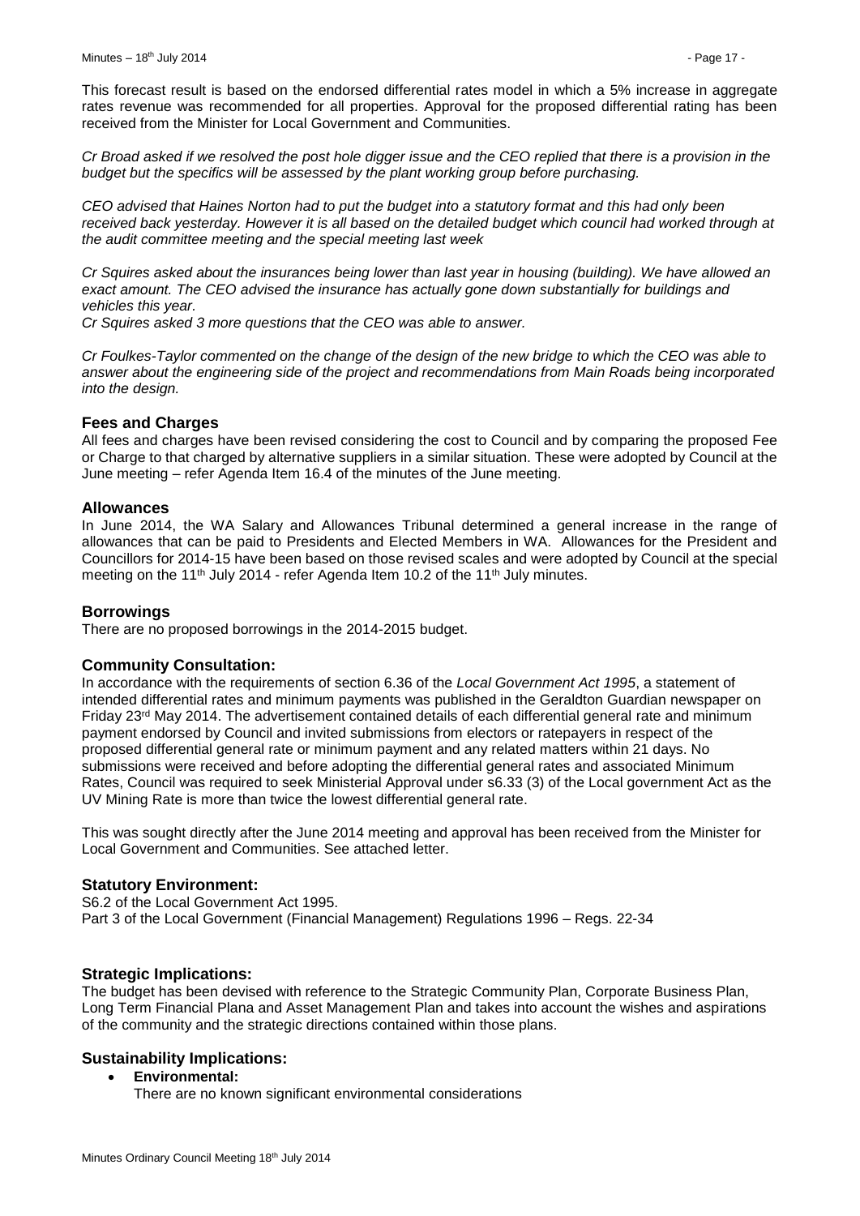This forecast result is based on the endorsed differential rates model in which a 5% increase in aggregate rates revenue was recommended for all properties. Approval for the proposed differential rating has been received from the Minister for Local Government and Communities.

*Cr Broad asked if we resolved the post hole digger issue and the CEO replied that there is a provision in the budget but the specifics will be assessed by the plant working group before purchasing.*

*CEO advised that Haines Norton had to put the budget into a statutory format and this had only been received back yesterday. However it is all based on the detailed budget which council had worked through at the audit committee meeting and the special meeting last week*

*Cr Squires asked about the insurances being lower than last year in housing (building). We have allowed an exact amount. The CEO advised the insurance has actually gone down substantially for buildings and vehicles this year.*

*Cr Squires asked 3 more questions that the CEO was able to answer.*

*Cr Foulkes-Taylor commented on the change of the design of the new bridge to which the CEO was able to answer about the engineering side of the project and recommendations from Main Roads being incorporated into the design.*

### Fees and Charges

All fees and charges have been revised considering the cost to Council and by comparing the proposed Fee or Charge to that charged by alternative suppliers in a similar situation. These were adopted by Council at the June meeting – refer Agenda Item 16.4 of the minutes of the June meeting.

### Allowances

In June 2014, the WA Salary and Allowances Tribunal determined a general increase in the range of allowances that can be paid to Presidents and Elected Members in WA. Allowances for the President and Councillors for 2014-15 have been based on those revised scales and were adopted by Council at the special meeting on the 11th July 2014 - refer Agenda Item 10.2 of the 11th July minutes.

### Borrowings

There are no proposed borrowings in the 2014-2015 budget.

### Community Consultation:

In accordance with the requirements of section 6.36 of the *Local Government Act 1995*, a statement of intended differential rates and minimum payments was published in the Geraldton Guardian newspaper on Friday 23rd May 2014. The advertisement contained details of each differential general rate and minimum payment endorsed by Council and invited submissions from electors or ratepayers in respect of the proposed differential general rate or minimum payment and any related matters within 21 days. No submissions were received and before adopting the differential general rates and associated Minimum Rates, Council was required to seek Ministerial Approval under s6.33 (3) of the Local government Act as the UV Mining Rate is more than twice the lowest differential general rate.

This was sought directly after the June 2014 meeting and approval has been received from the Minister for Local Government and Communities. See attached letter.

### Statutory Environment:

S6.2 of the Local Government Act 1995.
Part 3 of the Local Government (Financial Management) Regulations 1996 – Regs. 22-34

### Strategic Implications:

The budget has been devised with reference to the Strategic Community Plan, Corporate Business Plan, Long Term Financial Plana and Asset Management Plan and takes into account the wishes and aspirations of the community and the strategic directions contained within those plans.

### Sustainability Implications:

- **Environmental:**
  There are no known significant environmental considerations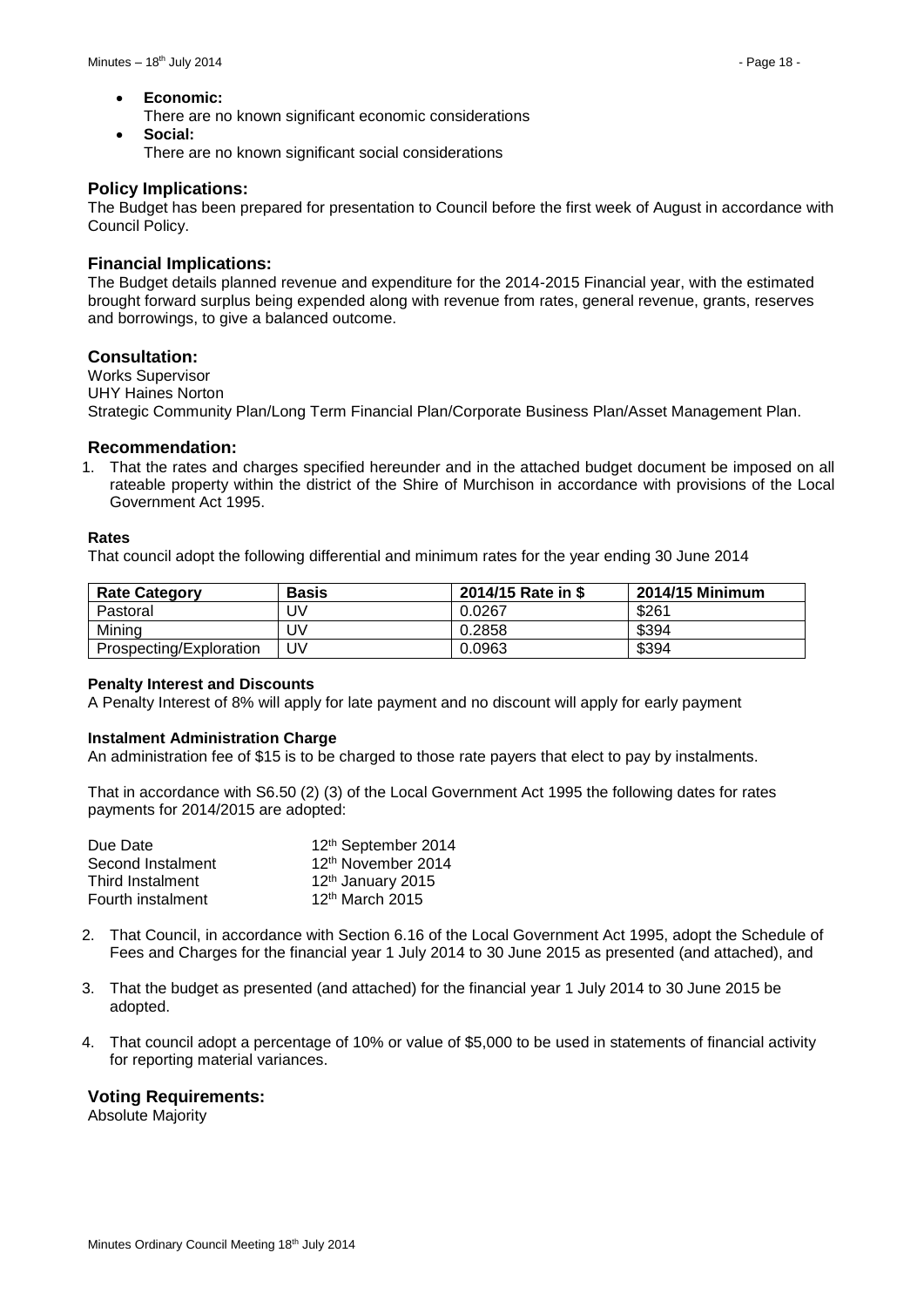- **Economic:**
  There are no known significant economic considerations
- **Social:**
  There are no known significant social considerations

## Policy Implications:

The Budget has been prepared for presentation to Council before the first week of August in accordance with Council Policy.

## Financial Implications:

The Budget details planned revenue and expenditure for the 2014-2015 Financial year, with the estimated brought forward surplus being expended along with revenue from rates, general revenue, grants, reserves and borrowings, to give a balanced outcome.

## Consultation:

Works Supervisor
UHY Haines Norton
Strategic Community Plan/Long Term Financial Plan/Corporate Business Plan/Asset Management Plan.

## Recommendation:

1. That the rates and charges specified hereunder and in the attached budget document be imposed on all rateable property within the district of the Shire of Murchison in accordance with provisions of the Local Government Act 1995.

**Rates**

That council adopt the following differential and minimum rates for the year ending 30 June 2014

| Rate Category | Basis | 2014/15 Rate in $ | 2014/15 Minimum |
|---|---|---|---|
| Pastoral | UV | 0.0267 | $261 |
| Mining | UV | 0.2858 | $394 |
| Prospecting/Exploration | UV | 0.0963 | $394 |

**Penalty Interest and Discounts**

A Penalty Interest of 8% will apply for late payment and no discount will apply for early payment

**Instalment Administration Charge**

An administration fee of $15 is to be charged to those rate payers that elect to pay by instalments.

That in accordance with S6.50 (2) (3) of the Local Government Act 1995 the following dates for rates payments for 2014/2015 are adopted:

| | |
|---|---|
| Due Date | 12th September 2014 |
| Second Instalment | 12th November 2014 |
| Third Instalment | 12th January 2015 |
| Fourth instalment | 12th March 2015 |

2. That Council, in accordance with Section 6.16 of the Local Government Act 1995, adopt the Schedule of Fees and Charges for the financial year 1 July 2014 to 30 June 2015 as presented (and attached), and

3. That the budget as presented (and attached) for the financial year 1 July 2014 to 30 June 2015 be adopted.

4. That council adopt a percentage of 10% or value of $5,000 to be used in statements of financial activity for reporting material variances.

## Voting Requirements:

Absolute Majority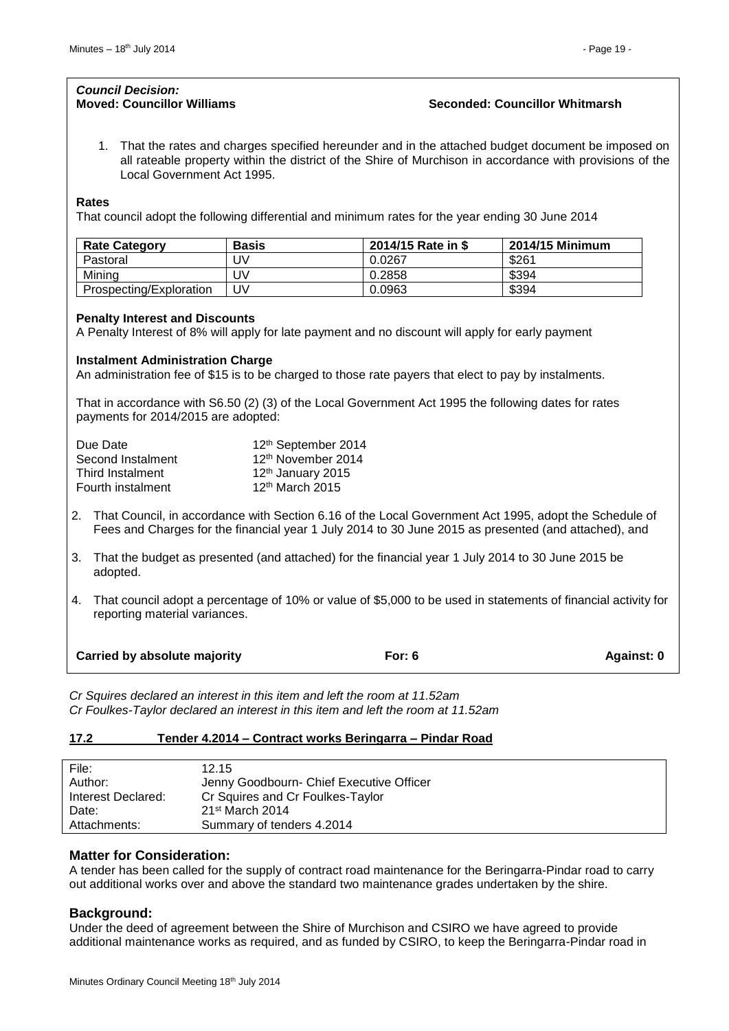***Council Decision:***
**Moved: Councillor Williams** **Seconded: Councillor Whitmarsh**

1. That the rates and charges specified hereunder and in the attached budget document be imposed on all rateable property within the district of the Shire of Murchison in accordance with provisions of the Local Government Act 1995.

**Rates**

That council adopt the following differential and minimum rates for the year ending 30 June 2014

| Rate Category | Basis | 2014/15 Rate in $ | 2014/15 Minimum |
|---|---|---|---|
| Pastoral | UV | 0.0267 | $261 |
| Mining | UV | 0.2858 | $394 |
| Prospecting/Exploration | UV | 0.0963 | $394 |

**Penalty Interest and Discounts**

A Penalty Interest of 8% will apply for late payment and no discount will apply for early payment

**Instalment Administration Charge**

An administration fee of $15 is to be charged to those rate payers that elect to pay by instalments.

That in accordance with S6.50 (2) (3) of the Local Government Act 1995 the following dates for rates payments for 2014/2015 are adopted:

| | |
|---|---|
| Due Date | 12th September 2014 |
| Second Instalment | 12th November 2014 |
| Third Instalment | 12th January 2015 |
| Fourth instalment | 12th March 2015 |

2. That Council, in accordance with Section 6.16 of the Local Government Act 1995, adopt the Schedule of Fees and Charges for the financial year 1 July 2014 to 30 June 2015 as presented (and attached), and

3. That the budget as presented (and attached) for the financial year 1 July 2014 to 30 June 2015 be adopted.

4. That council adopt a percentage of 10% or value of $5,000 to be used in statements of financial activity for reporting material variances.

**Carried by absolute majority** **For: 6** **Against: 0**

*Cr Squires declared an interest in this item and left the room at 11.52am*
*Cr Foulkes-Taylor declared an interest in this item and left the room at 11.52am*

## 17.2 Tender 4.2014 – Contract works Beringarra – Pindar Road

| | |
|---|---|
| File: | 12.15 |
| Author: | Jenny Goodbourn- Chief Executive Officer |
| Interest Declared: | Cr Squires and Cr Foulkes-Taylor |
| Date: | 21st March 2014 |
| Attachments: | Summary of tenders 4.2014 |

### Matter for Consideration:

A tender has been called for the supply of contract road maintenance for the Beringarra-Pindar road to carry out additional works over and above the standard two maintenance grades undertaken by the shire.

### Background:

Under the deed of agreement between the Shire of Murchison and CSIRO we have agreed to provide additional maintenance works as required, and as funded by CSIRO, to keep the Beringarra-Pindar road in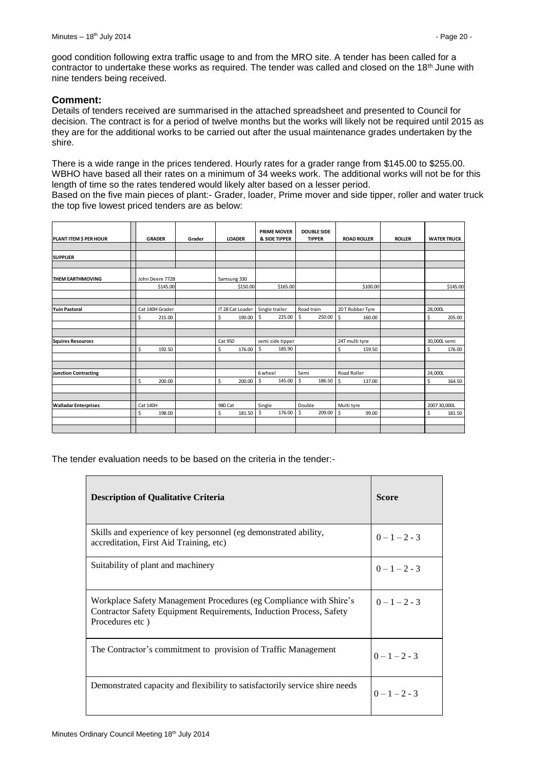good condition following extra traffic usage to and from the MRO site. A tender has been called for a contractor to undertake these works as required. The tender was called and closed on the 18th June with nine tenders being received.

### Comment:

Details of tenders received are summarised in the attached spreadsheet and presented to Council for decision. The contract is for a period of twelve months but the works will likely not be required until 2015 as they are for the additional works to be carried out after the usual maintenance grades undertaken by the shire.

There is a wide range in the prices tendered. Hourly rates for a grader range from $145.00 to $255.00. WBHO have based all their rates on a minimum of 34 weeks work. The additional works will not be for this length of time so the rates tendered would likely alter based on a lesser period.

Based on the five main pieces of plant:- Grader, loader, Prime mover and side tipper, roller and water truck the top five lowest priced tenders are as below:

| PLANT ITEM $ PER HOUR | GRADER | Grader | LOADER | PRIME MOVER & SIDE TIPPER | DOUBLE SIDE TIPPER | ROAD ROLLER | ROLLER | WATER TRUCK |
|---|---|---|---|---|---|---|---|---|
| **SUPPLIER** | | | | | | | | |
| **THEM EARTHMOVING** | John Deere 772B | | Samsung 330 | | | | | |
| | $145.00 | | $150.00 | $165.00 | | $100.00 | | $145.00 |
| **Yuin Pastoral** | Cat 140H Grader | | IT 28 Cat Loader | Single trailer | Road train | 20 T Rubber Tyre | | 28,000L |
| | $ 215.00 | | $ 190.00 | $ 225.00 | $ 250.00 | $ 160.00 | | $ 205.00 |
| **Squires Resources** | | | Cat 950 | semi side tipper | | 24T multi tyre | | 30,000L semi |
| | $ 192.50 | | $ 176.00 | $ 185.90 | | $ 159.50 | | $ 176.00 |
| **Junction Contracting** | | | | 6 wheel | Semi | Road Roller | | 24,000L |
| | $ 200.00 | | $ 200.00 | $ 145.00 | $ 186.50 | $ 137.00 | | $ 164.50 |
| **Walladar Enterprises** | Cat 140H | | 980 Cat | Single | Double | Multi tyre | | 2007 30,000L |
| | $ 198.00 | | $ 181.50 | $ 176.00 | $ 209.00 | $ 99.00 | | $ 181.50 |

The tender evaluation needs to be based on the criteria in the tender:-

| Description of Qualitative Criteria | Score |
|---|---|
| Skills and experience of key personnel (eg demonstrated ability, accreditation, First Aid Training, etc) | 0 – 1 – 2 - 3 |
| Suitability of plant and machinery | 0 – 1 – 2 - 3 |
| Workplace Safety Management Procedures (eg Compliance with Shire's Contractor Safety Equipment Requirements, Induction Process, Safety Procedures etc ) | 0 – 1 – 2 - 3 |
| The Contractor's commitment to provision of Traffic Management | 0 – 1 – 2 - 3 |
| Demonstrated capacity and flexibility to satisfactorily service shire needs | 0 – 1 – 2 - 3 |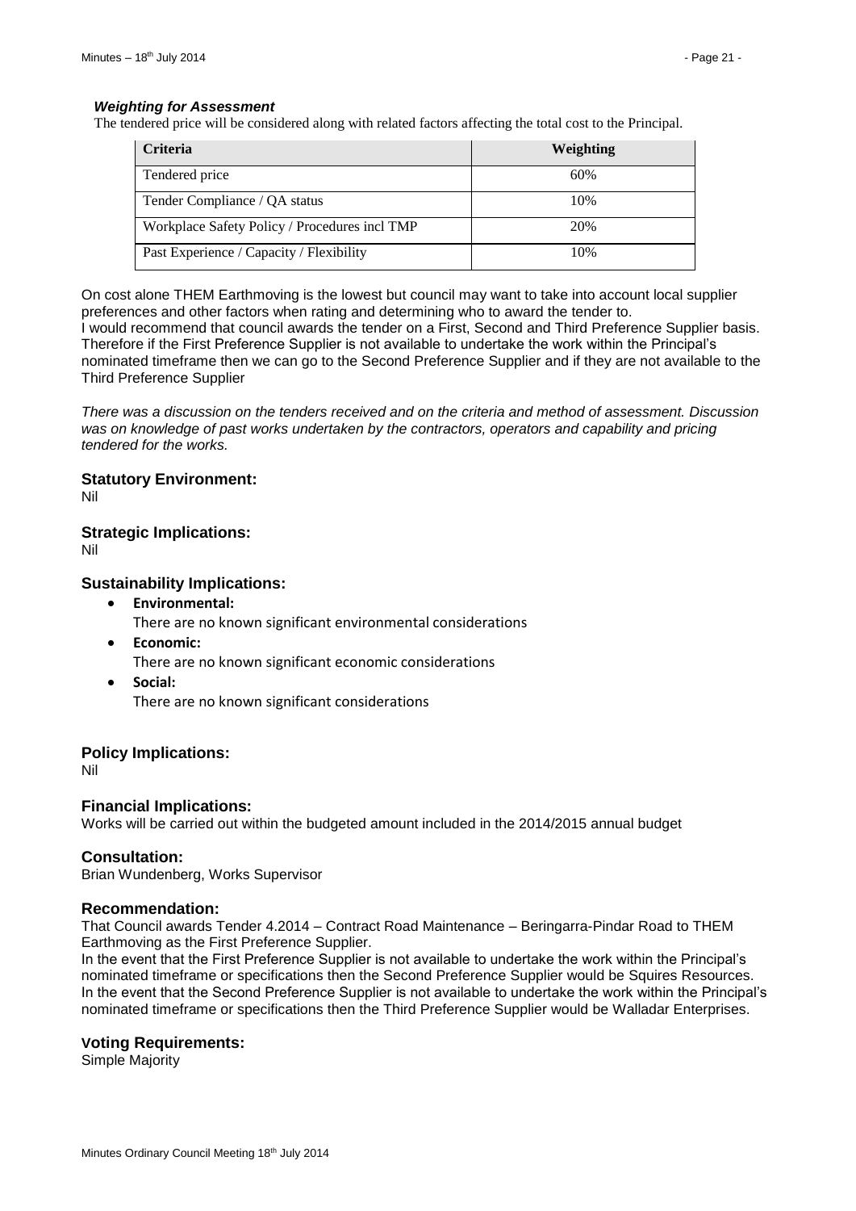#### *Weighting for Assessment*

The tendered price will be considered along with related factors affecting the total cost to the Principal.

| Criteria | Weighting |
| --- | --- |
| Tendered price | 60% |
| Tender Compliance / QA status | 10% |
| Workplace Safety Policy / Procedures incl TMP | 20% |
| Past Experience / Capacity / Flexibility | 10% |

On cost alone THEM Earthmoving is the lowest but council may want to take into account local supplier preferences and other factors when rating and determining who to award the tender to.
I would recommend that council awards the tender on a First, Second and Third Preference Supplier basis. Therefore if the First Preference Supplier is not available to undertake the work within the Principal's nominated timeframe then we can go to the Second Preference Supplier and if they are not available to the Third Preference Supplier

*There was a discussion on the tenders received and on the criteria and method of assessment. Discussion was on knowledge of past works undertaken by the contractors, operators and capability and pricing tendered for the works.*

### Statutory Environment:

Nil

### Strategic Implications:

Nil

### Sustainability Implications:

- **Environmental:**
  There are no known significant environmental considerations
- **Economic:**
  There are no known significant economic considerations
- **Social:**
  There are no known significant considerations

### Policy Implications:

Nil

### Financial Implications:

Works will be carried out within the budgeted amount included in the 2014/2015 annual budget

### Consultation:

Brian Wundenberg, Works Supervisor

### Recommendation:

That Council awards Tender 4.2014 – Contract Road Maintenance – Beringarra-Pindar Road to THEM Earthmoving as the First Preference Supplier.
In the event that the First Preference Supplier is not available to undertake the work within the Principal's nominated timeframe or specifications then the Second Preference Supplier would be Squires Resources.
In the event that the Second Preference Supplier is not available to undertake the work within the Principal's nominated timeframe or specifications then the Third Preference Supplier would be Walladar Enterprises.

### Voting Requirements:

Simple Majority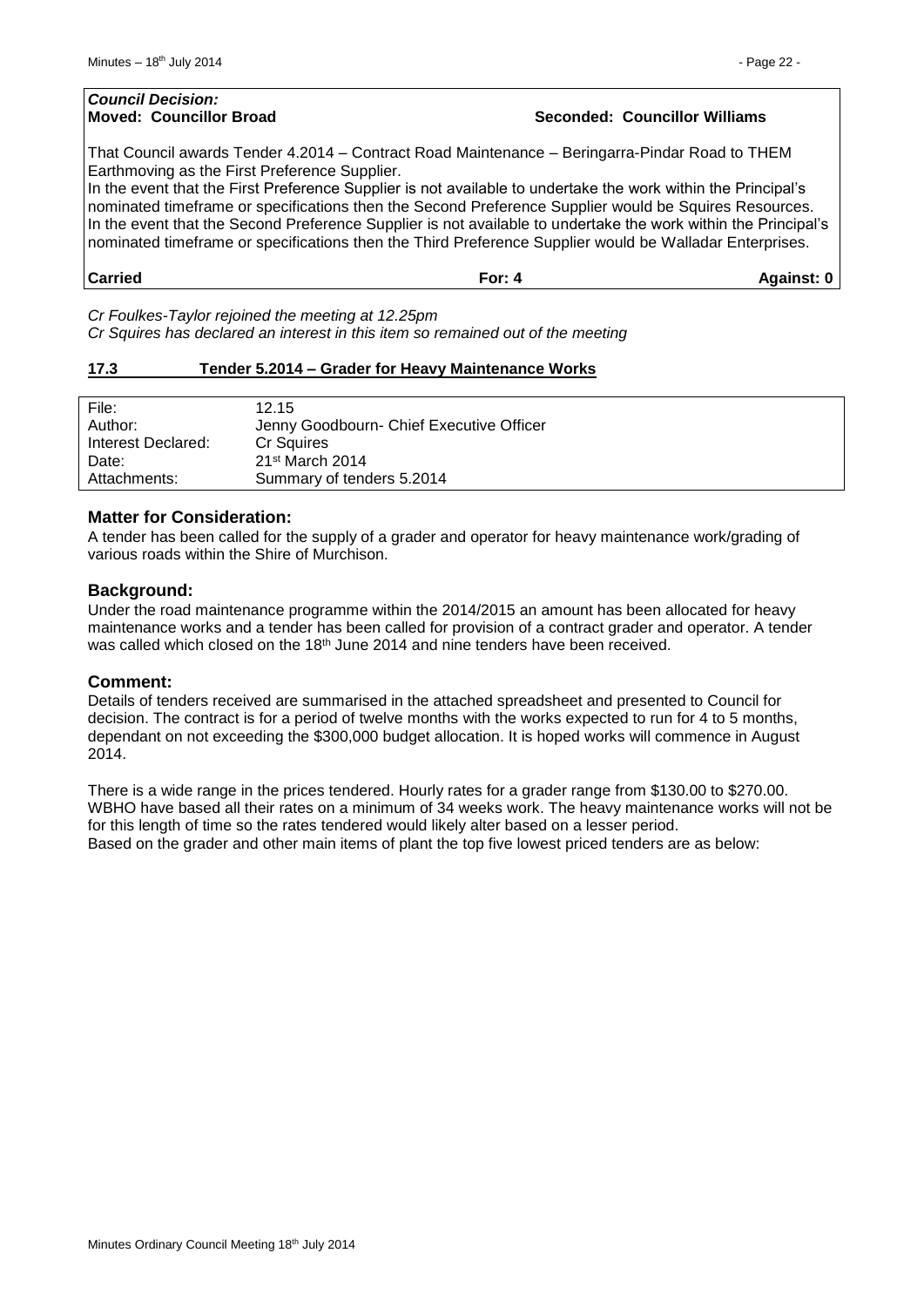***Council Decision:***

**Moved: Councillor Broad** **Seconded: Councillor Williams**

That Council awards Tender 4.2014 – Contract Road Maintenance – Beringarra-Pindar Road to THEM Earthmoving as the First Preference Supplier.

In the event that the First Preference Supplier is not available to undertake the work within the Principal's nominated timeframe or specifications then the Second Preference Supplier would be Squires Resources.

In the event that the Second Preference Supplier is not available to undertake the work within the Principal's nominated timeframe or specifications then the Third Preference Supplier would be Walladar Enterprises.

| **Carried** | **For: 4** | **Against: 0** |
|---|---|---|

*Cr Foulkes-Taylor rejoined the meeting at 12.25pm*

*Cr Squires has declared an interest in this item so remained out of the meeting*

## 17.3 Tender 5.2014 – Grader for Heavy Maintenance Works

| | |
|---|---|
| File: | 12.15 |
| Author: | Jenny Goodbourn- Chief Executive Officer |
| Interest Declared: | Cr Squires |
| Date: | 21st March 2014 |
| Attachments: | Summary of tenders 5.2014 |

### Matter for Consideration:

A tender has been called for the supply of a grader and operator for heavy maintenance work/grading of various roads within the Shire of Murchison.

### Background:

Under the road maintenance programme within the 2014/2015 an amount has been allocated for heavy maintenance works and a tender has been called for provision of a contract grader and operator. A tender was called which closed on the 18th June 2014 and nine tenders have been received.

### Comment:

Details of tenders received are summarised in the attached spreadsheet and presented to Council for decision. The contract is for a period of twelve months with the works expected to run for 4 to 5 months, dependant on not exceeding the $300,000 budget allocation. It is hoped works will commence in August 2014.

There is a wide range in the prices tendered. Hourly rates for a grader range from $130.00 to $270.00. WBHO have based all their rates on a minimum of 34 weeks work. The heavy maintenance works will not be for this length of time so the rates tendered would likely alter based on a lesser period.

Based on the grader and other main items of plant the top five lowest priced tenders are as below: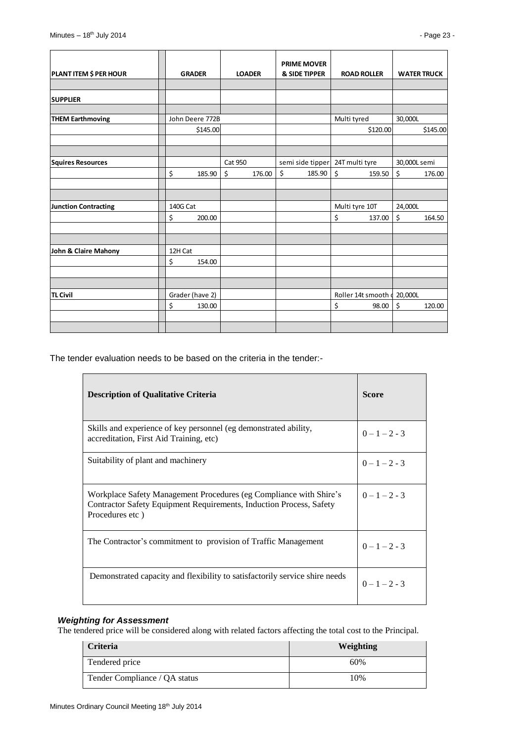| PLANT ITEM $ PER HOUR | GRADER | LOADER | PRIME MOVER & SIDE TIPPER | ROAD ROLLER | WATER TRUCK |
|---|---|---|---|---|---|
| | | | | | |
| **SUPPLIER** | | | | | |
| | | | | | |
| **THEM Earthmoving** | John Deere 772B | | | Multi tyred | 30,000L |
| | $145.00 | | | $120.00 | $145.00 |
| | | | | | |
| | | | | | |
| **Squires Resources** | | Cat 950 | semi side tipper | 24T multi tyre | 30,000L semi |
| | $ 185.90 | $ 176.00 | $ 185.90 | $ 159.50 | $ 176.00 |
| | | | | | |
| | | | | | |
| **Junction Contracting** | 140G Cat | | | Multi tyre 10T | 24,000L |
| | $ 200.00 | | | $ 137.00 | $ 164.50 |
| | | | | | |
| | | | | | |
| **John & Claire Mahony** | 12H Cat | | | | |
| | $ 154.00 | | | | |
| | | | | | |
| | | | | | |
| **TL Civil** | Grader (have 2) | | | Roller 14t smooth d | 20,000L |
| | $ 130.00 | | | $ 98.00 | $ 120.00 |
| | | | | | |
| | | | | | |

The tender evaluation needs to be based on the criteria in the tender:-

| **Description of Qualitative Criteria** | **Score** |
|---|---|
| Skills and experience of key personnel (eg demonstrated ability, accreditation, First Aid Training, etc) | 0 – 1 – 2 - 3 |
| Suitability of plant and machinery | 0 – 1 – 2 - 3 |
| Workplace Safety Management Procedures (eg Compliance with Shire's Contractor Safety Equipment Requirements, Induction Process, Safety Procedures etc ) | 0 – 1 – 2 - 3 |
| The Contractor's commitment to provision of Traffic Management | 0 – 1 – 2 - 3 |
| Demonstrated capacity and flexibility to satisfactorily service shire needs | 0 – 1 – 2 - 3 |

***Weighting for Assessment***

The tendered price will be considered along with related factors affecting the total cost to the Principal.

| **Criteria** | **Weighting** |
|---|---|
| Tendered price | 60% |
| Tender Compliance / QA status | 10% |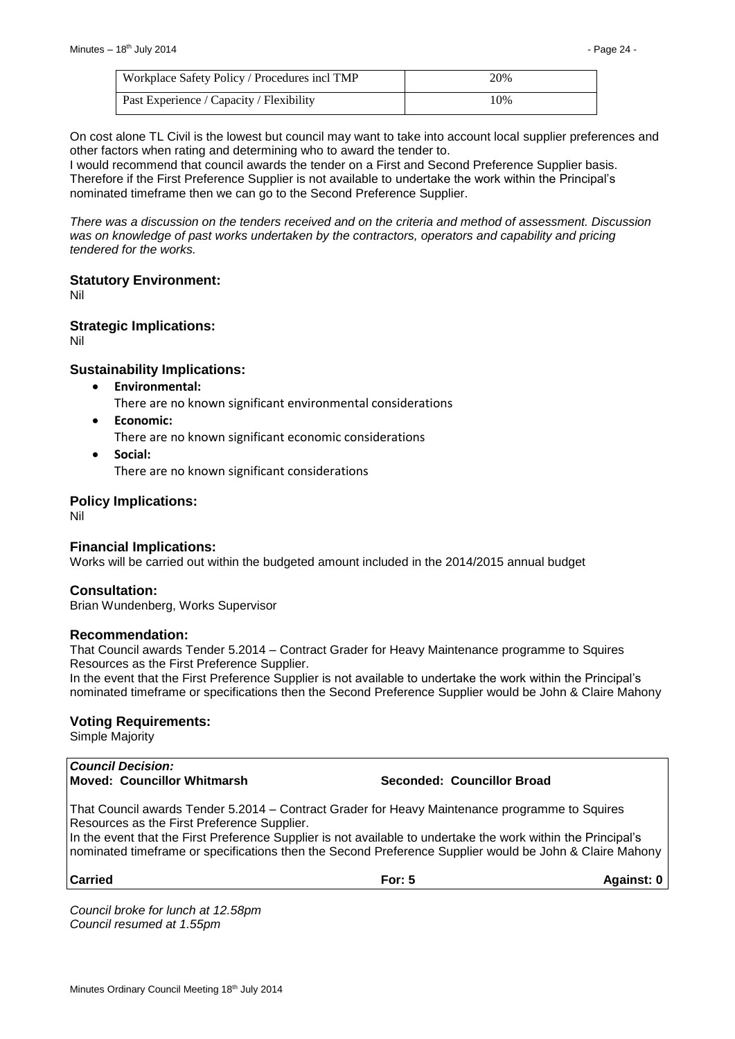| Workplace Safety Policy / Procedures incl TMP | 20% |
| --- | --- |
| Past Experience / Capacity / Flexibility | 10% |

On cost alone TL Civil is the lowest but council may want to take into account local supplier preferences and other factors when rating and determining who to award the tender to.
I would recommend that council awards the tender on a First and Second Preference Supplier basis. Therefore if the First Preference Supplier is not available to undertake the work within the Principal's nominated timeframe then we can go to the Second Preference Supplier.

*There was a discussion on the tenders received and on the criteria and method of assessment. Discussion was on knowledge of past works undertaken by the contractors, operators and capability and pricing tendered for the works.*

### Statutory Environment:

Nil

### Strategic Implications:

Nil

### Sustainability Implications:

- **Environmental:**
  There are no known significant environmental considerations
- **Economic:**
  There are no known significant economic considerations
- **Social:**
  There are no known significant considerations

### Policy Implications:

Nil

### Financial Implications:

Works will be carried out within the budgeted amount included in the 2014/2015 annual budget

### Consultation:

Brian Wundenberg, Works Supervisor

### Recommendation:

That Council awards Tender 5.2014 – Contract Grader for Heavy Maintenance programme to Squires Resources as the First Preference Supplier.
In the event that the First Preference Supplier is not available to undertake the work within the Principal's nominated timeframe or specifications then the Second Preference Supplier would be John & Claire Mahony

### Voting Requirements:

Simple Majority

***Council Decision:***
**Moved: Councillor Whitmarsh** **Seconded: Councillor Broad**

That Council awards Tender 5.2014 – Contract Grader for Heavy Maintenance programme to Squires Resources as the First Preference Supplier.
In the event that the First Preference Supplier is not available to undertake the work within the Principal's nominated timeframe or specifications then the Second Preference Supplier would be John & Claire Mahony

**Carried** **For: 5** **Against: 0**

*Council broke for lunch at 12.58pm*
*Council resumed at 1.55pm*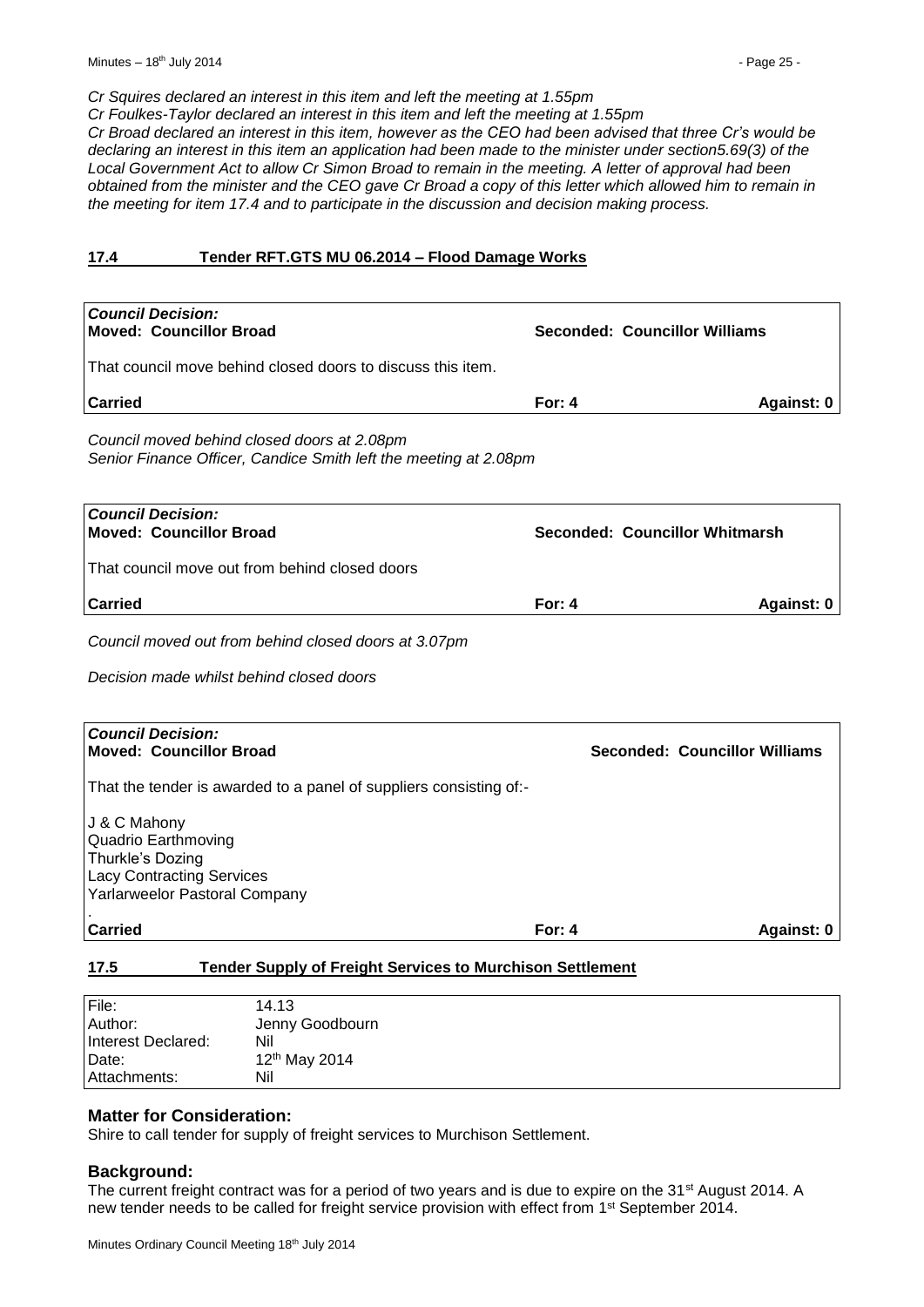*Cr Squires declared an interest in this item and left the meeting at 1.55pm*
*Cr Foulkes-Taylor declared an interest in this item and left the meeting at 1.55pm*
*Cr Broad declared an interest in this item, however as the CEO had been advised that three Cr's would be declaring an interest in this item an application had been made to the minister under section5.69(3) of the Local Government Act to allow Cr Simon Broad to remain in the meeting. A letter of approval had been obtained from the minister and the CEO gave Cr Broad a copy of this letter which allowed him to remain in the meeting for item 17.4 and to participate in the discussion and decision making process.*

## 17.4 Tender RFT.GTS MU 06.2014 – Flood Damage Works

| ***Council Decision:*** | | |
|---|---|---|
| **Moved: Councillor Broad** | **Seconded: Councillor Williams** | |
| That council move behind closed doors to discuss this item. | | |
| **Carried** | **For: 4** | **Against: 0** |

*Council moved behind closed doors at 2.08pm*
*Senior Finance Officer, Candice Smith left the meeting at 2.08pm*

| ***Council Decision:*** | | |
|---|---|---|
| **Moved: Councillor Broad** | **Seconded: Councillor Whitmarsh** | |
| That council move out from behind closed doors | | |
| **Carried** | **For: 4** | **Against: 0** |

*Council moved out from behind closed doors at 3.07pm*

*Decision made whilst behind closed doors*

| ***Council Decision:*** | | |
|---|---|---|
| **Moved: Councillor Broad** | **Seconded: Councillor Williams** | |
| That the tender is awarded to a panel of suppliers consisting of:-<br><br>J & C Mahony<br>Quadrio Earthmoving<br>Thurkle's Dozing<br>Lacy Contracting Services<br>Yarlarweelor Pastoral Company<br>. | | |
| **Carried** | **For: 4** | **Against: 0** |

## 17.5 Tender Supply of Freight Services to Murchison Settlement

| | |
|---|---|
| File: | 14.13 |
| Author: | Jenny Goodbourn |
| Interest Declared: | Nil |
| Date: | 12th May 2014 |
| Attachments: | Nil |

### Matter for Consideration:

Shire to call tender for supply of freight services to Murchison Settlement.

### Background:

The current freight contract was for a period of two years and is due to expire on the 31st August 2014. A new tender needs to be called for freight service provision with effect from 1st September 2014.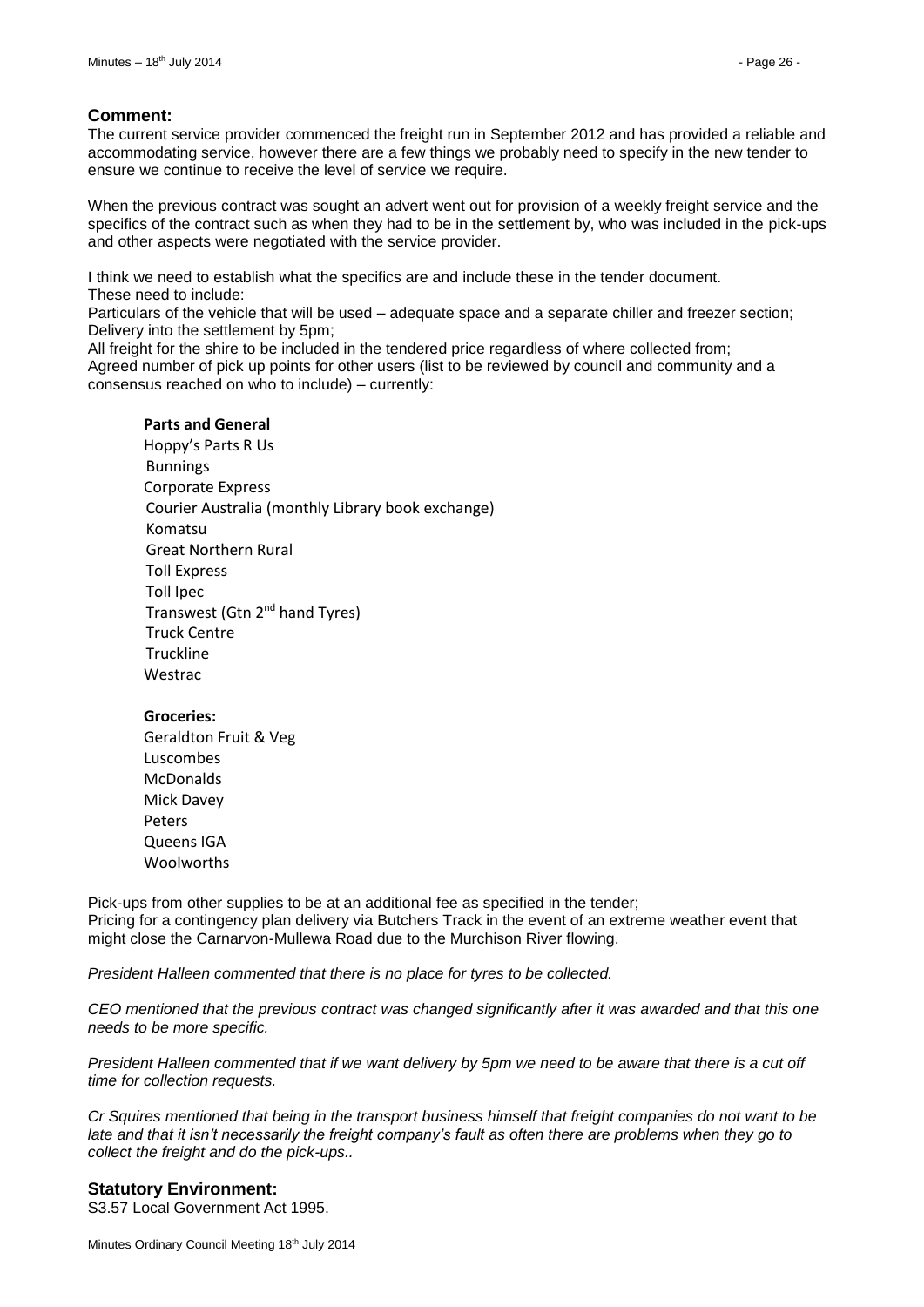### Comment:

The current service provider commenced the freight run in September 2012 and has provided a reliable and accommodating service, however there are a few things we probably need to specify in the new tender to ensure we continue to receive the level of service we require.

When the previous contract was sought an advert went out for provision of a weekly freight service and the specifics of the contract such as when they had to be in the settlement by, who was included in the pick-ups and other aspects were negotiated with the service provider.

I think we need to establish what the specifics are and include these in the tender document.
These need to include:
Particulars of the vehicle that will be used – adequate space and a separate chiller and freezer section;
Delivery into the settlement by 5pm;
All freight for the shire to be included in the tendered price regardless of where collected from;
Agreed number of pick up points for other users (list to be reviewed by council and community and a consensus reached on who to include) – currently:

**Parts and General**

Hoppy's Parts R Us
Bunnings
Corporate Express
Courier Australia (monthly Library book exchange)
Komatsu
Great Northern Rural
Toll Express
Toll Ipec
Transwest (Gtn 2nd hand Tyres)
Truck Centre
Truckline
Westrac

**Groceries:**

Geraldton Fruit & Veg
Luscombes
McDonalds
Mick Davey
Peters
Queens IGA
Woolworths

Pick-ups from other supplies to be at an additional fee as specified in the tender;
Pricing for a contingency plan delivery via Butchers Track in the event of an extreme weather event that might close the Carnarvon-Mullewa Road due to the Murchison River flowing.

*President Halleen commented that there is no place for tyres to be collected.*

*CEO mentioned that the previous contract was changed significantly after it was awarded and that this one needs to be more specific.*

*President Halleen commented that if we want delivery by 5pm we need to be aware that there is a cut off time for collection requests.*

*Cr Squires mentioned that being in the transport business himself that freight companies do not want to be late and that it isn't necessarily the freight company's fault as often there are problems when they go to collect the freight and do the pick-ups..*

### Statutory Environment:

S3.57 Local Government Act 1995.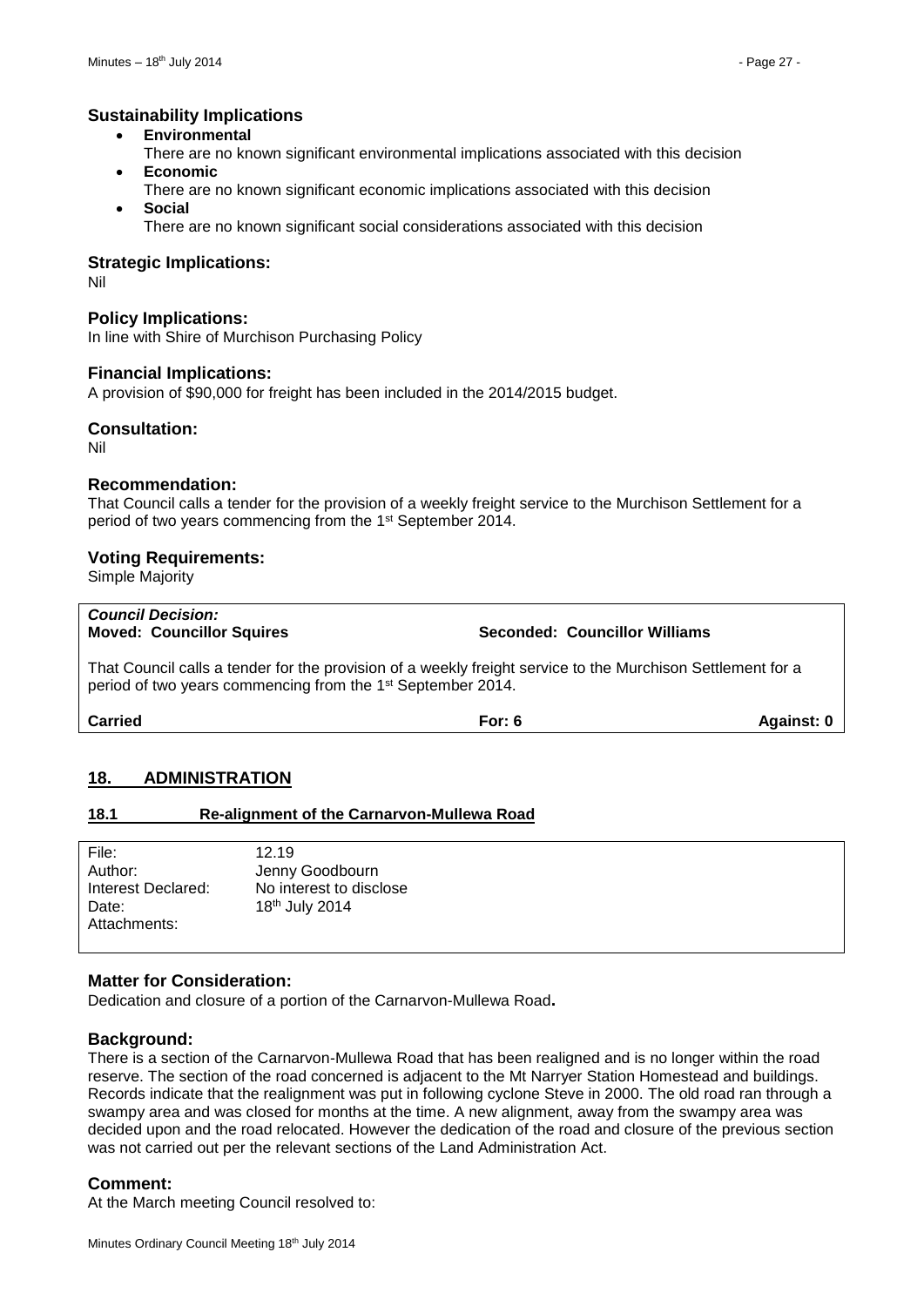## Sustainability Implications

- **Environmental**
  There are no known significant environmental implications associated with this decision
- **Economic**
  There are no known significant economic implications associated with this decision
- **Social**
  There are no known significant social considerations associated with this decision

## Strategic Implications:

Nil

## Policy Implications:

In line with Shire of Murchison Purchasing Policy

## Financial Implications:

A provision of $90,000 for freight has been included in the 2014/2015 budget.

## Consultation:

Nil

## Recommendation:

That Council calls a tender for the provision of a weekly freight service to the Murchison Settlement for a period of two years commencing from the 1st September 2014.

## Voting Requirements:

Simple Majority

***Council Decision:***
**Moved: Councillor Squires** **Seconded: Councillor Williams**

That Council calls a tender for the provision of a weekly freight service to the Murchison Settlement for a period of two years commencing from the 1st September 2014.

**Carried** **For: 6** **Against: 0**

## 18. ADMINISTRATION

### 18.1 Re-alignment of the Carnarvon-Mullewa Road

| | |
|---|---|
| File: | 12.19 |
| Author: | Jenny Goodbourn |
| Interest Declared: | No interest to disclose |
| Date: | 18th July 2014 |
| Attachments: | |

## Matter for Consideration:

Dedication and closure of a portion of the Carnarvon-Mullewa Road**.**

## Background:

There is a section of the Carnarvon-Mullewa Road that has been realigned and is no longer within the road reserve. The section of the road concerned is adjacent to the Mt Narryer Station Homestead and buildings. Records indicate that the realignment was put in following cyclone Steve in 2000. The old road ran through a swampy area and was closed for months at the time. A new alignment, away from the swampy area was decided upon and the road relocated. However the dedication of the road and closure of the previous section was not carried out per the relevant sections of the Land Administration Act.

## Comment:

At the March meeting Council resolved to: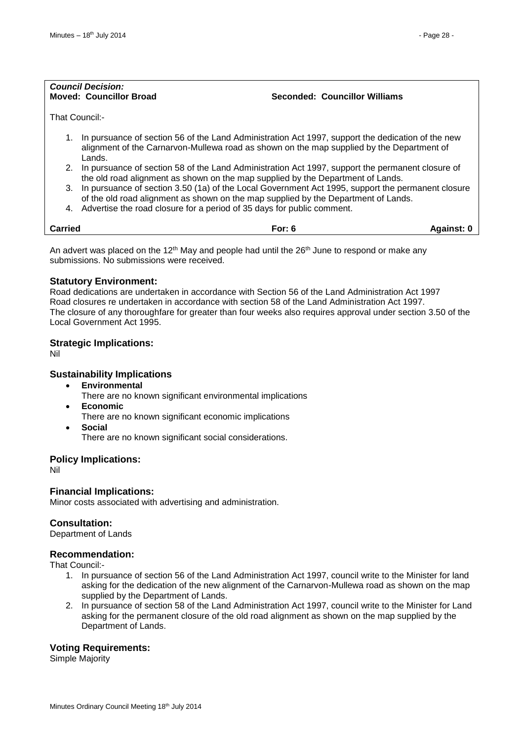***Council Decision:***
**Moved: Councillor Broad** **Seconded: Councillor Williams**

That Council:-

1. In pursuance of section 56 of the Land Administration Act 1997, support the dedication of the new alignment of the Carnarvon-Mullewa road as shown on the map supplied by the Department of Lands.
2. In pursuance of section 58 of the Land Administration Act 1997, support the permanent closure of the old road alignment as shown on the map supplied by the Department of Lands.
3. In pursuance of section 3.50 (1a) of the Local Government Act 1995, support the permanent closure of the old road alignment as shown on the map supplied by the Department of Lands.
4. Advertise the road closure for a period of 35 days for public comment.

**Carried** **For: 6** **Against: 0**

An advert was placed on the 12th May and people had until the 26th June to respond or make any submissions. No submissions were received.

### Statutory Environment:

Road dedications are undertaken in accordance with Section 56 of the Land Administration Act 1997
Road closures re undertaken in accordance with section 58 of the Land Administration Act 1997.
The closure of any thoroughfare for greater than four weeks also requires approval under section 3.50 of the Local Government Act 1995.

### Strategic Implications:

Nil

### Sustainability Implications

- **Environmental**
  There are no known significant environmental implications
- **Economic**
  There are no known significant economic implications
- **Social**
  There are no known significant social considerations.

### Policy Implications:

Nil

### Financial Implications:

Minor costs associated with advertising and administration.

### Consultation:

Department of Lands

### Recommendation:

That Council:-

1. In pursuance of section 56 of the Land Administration Act 1997, council write to the Minister for land asking for the dedication of the new alignment of the Carnarvon-Mullewa road as shown on the map supplied by the Department of Lands.
2. In pursuance of section 58 of the Land Administration Act 1997, council write to the Minister for Land asking for the permanent closure of the old road alignment as shown on the map supplied by the Department of Lands.

### Voting Requirements:

Simple Majority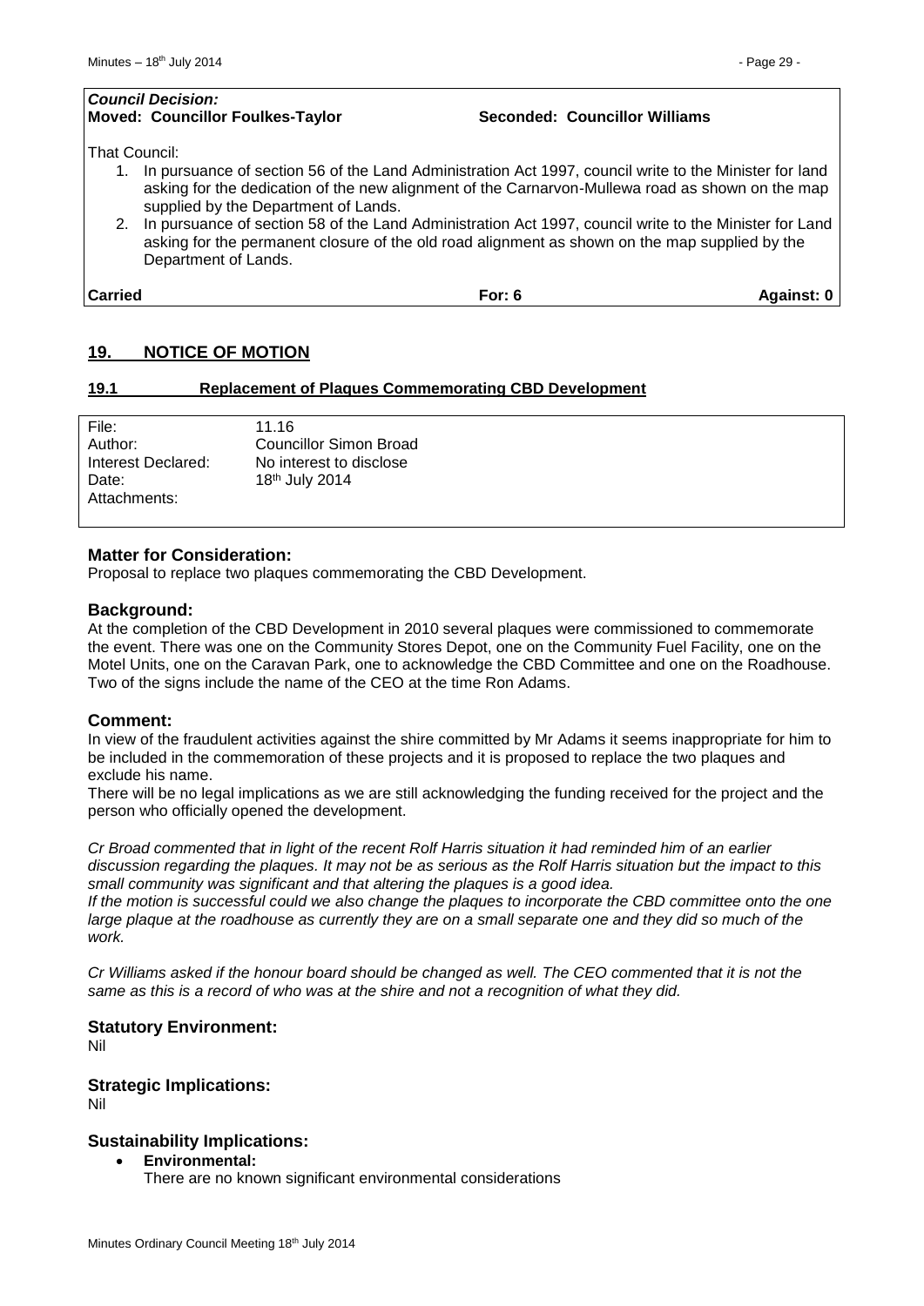***Council Decision:***
**Moved: Councillor Foulkes-Taylor** **Seconded: Councillor Williams**

That Council:

1. In pursuance of section 56 of the Land Administration Act 1997, council write to the Minister for land asking for the dedication of the new alignment of the Carnarvon-Mullewa road as shown on the map supplied by the Department of Lands.
2. In pursuance of section 58 of the Land Administration Act 1997, council write to the Minister for Land asking for the permanent closure of the old road alignment as shown on the map supplied by the Department of Lands.

| **Carried** | **For: 6** | **Against: 0** |
|---|---|---|

## **19. NOTICE OF MOTION**

### **19.1 Replacement of Plaques Commemorating CBD Development**

| | |
|---|---|
| File: | 11.16 |
| Author: | Councillor Simon Broad |
| Interest Declared: | No interest to disclose |
| Date: | 18th July 2014 |
| Attachments: | |

### **Matter for Consideration:**

Proposal to replace two plaques commemorating the CBD Development.

### **Background:**

At the completion of the CBD Development in 2010 several plaques were commissioned to commemorate the event. There was one on the Community Stores Depot, one on the Community Fuel Facility, one on the Motel Units, one on the Caravan Park, one to acknowledge the CBD Committee and one on the Roadhouse. Two of the signs include the name of the CEO at the time Ron Adams.

### **Comment:**

In view of the fraudulent activities against the shire committed by Mr Adams it seems inappropriate for him to be included in the commemoration of these projects and it is proposed to replace the two plaques and exclude his name.

There will be no legal implications as we are still acknowledging the funding received for the project and the person who officially opened the development.

*Cr Broad commented that in light of the recent Rolf Harris situation it had reminded him of an earlier discussion regarding the plaques. It may not be as serious as the Rolf Harris situation but the impact to this small community was significant and that altering the plaques is a good idea.*

*If the motion is successful could we also change the plaques to incorporate the CBD committee onto the one large plaque at the roadhouse as currently they are on a small separate one and they did so much of the work.*

*Cr Williams asked if the honour board should be changed as well. The CEO commented that it is not the same as this is a record of who was at the shire and not a recognition of what they did.*

### **Statutory Environment:**

Nil

### **Strategic Implications:**

Nil

### **Sustainability Implications:**

- **Environmental:**
  There are no known significant environmental considerations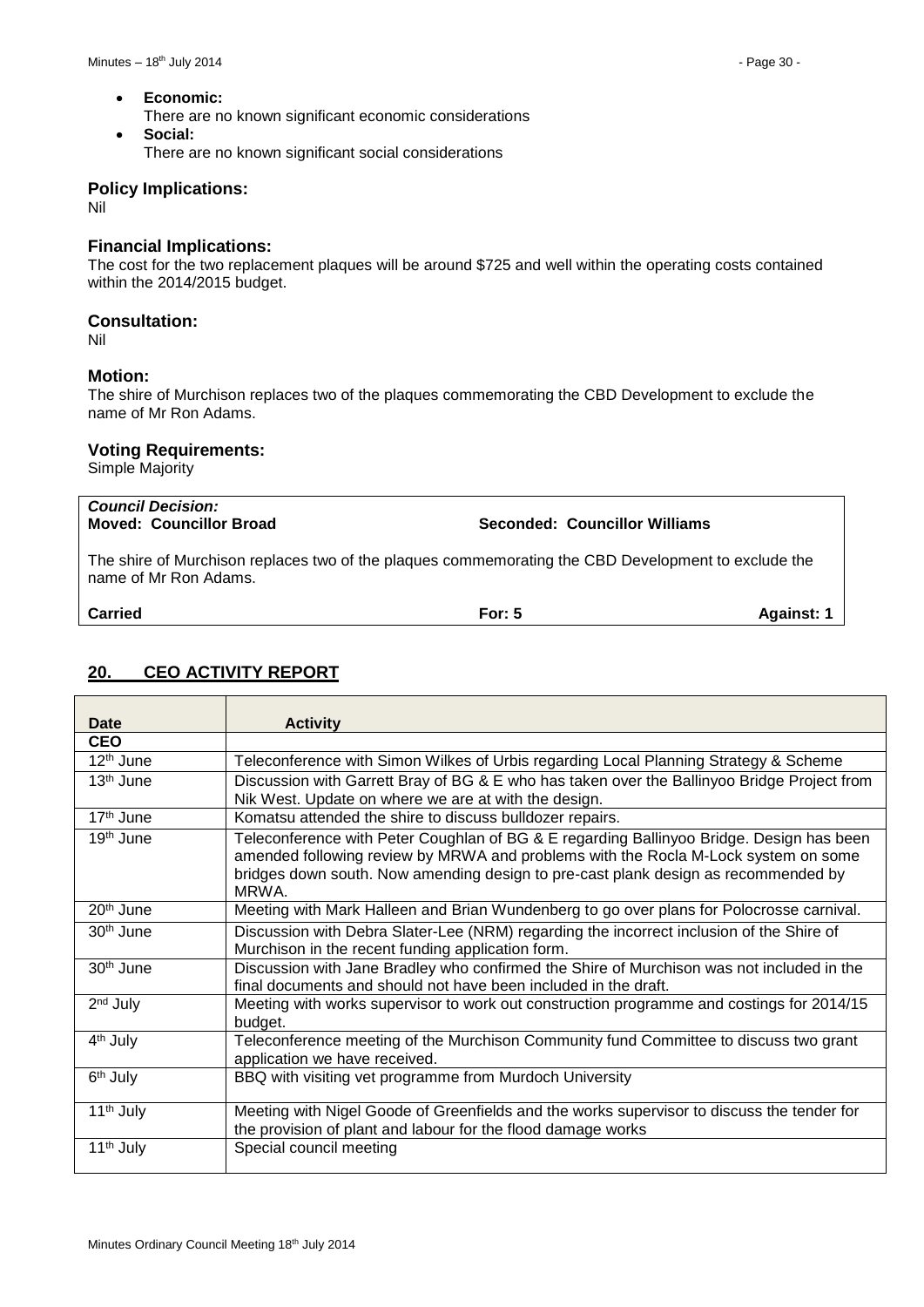- **Economic:**
  There are no known significant economic considerations
- **Social:**
  There are no known significant social considerations

### Policy Implications:

Nil

### Financial Implications:

The cost for the two replacement plaques will be around $725 and well within the operating costs contained within the 2014/2015 budget.

### Consultation:

Nil

### Motion:

The shire of Murchison replaces two of the plaques commemorating the CBD Development to exclude the name of Mr Ron Adams.

### Voting Requirements:

Simple Majority

***Council Decision:***
**Moved: Councillor Broad** **Seconded: Councillor Williams**

The shire of Murchison replaces two of the plaques commemorating the CBD Development to exclude the name of Mr Ron Adams.

**Carried** **For: 5** **Against: 1**

## 20. CEO ACTIVITY REPORT

| Date | Activity |
|---|---|
| **CEO** | |
| 12th June | Teleconference with Simon Wilkes of Urbis regarding Local Planning Strategy & Scheme |
| 13th June | Discussion with Garrett Bray of BG & E who has taken over the Ballinyoo Bridge Project from Nik West. Update on where we are at with the design. |
| 17th June | Komatsu attended the shire to discuss bulldozer repairs. |
| 19th June | Teleconference with Peter Coughlan of BG & E regarding Ballinyoo Bridge. Design has been amended following review by MRWA and problems with the Rocla M-Lock system on some bridges down south. Now amending design to pre-cast plank design as recommended by MRWA. |
| 20th June | Meeting with Mark Halleen and Brian Wundenberg to go over plans for Polocrosse carnival. |
| 30th June | Discussion with Debra Slater-Lee (NRM) regarding the incorrect inclusion of the Shire of Murchison in the recent funding application form. |
| 30th June | Discussion with Jane Bradley who confirmed the Shire of Murchison was not included in the final documents and should not have been included in the draft. |
| 2nd July | Meeting with works supervisor to work out construction programme and costings for 2014/15 budget. |
| 4th July | Teleconference meeting of the Murchison Community fund Committee to discuss two grant application we have received. |
| 6th July | BBQ with visiting vet programme from Murdoch University |
| 11th July | Meeting with Nigel Goode of Greenfields and the works supervisor to discuss the tender for the provision of plant and labour for the flood damage works |
| 11th July | Special council meeting |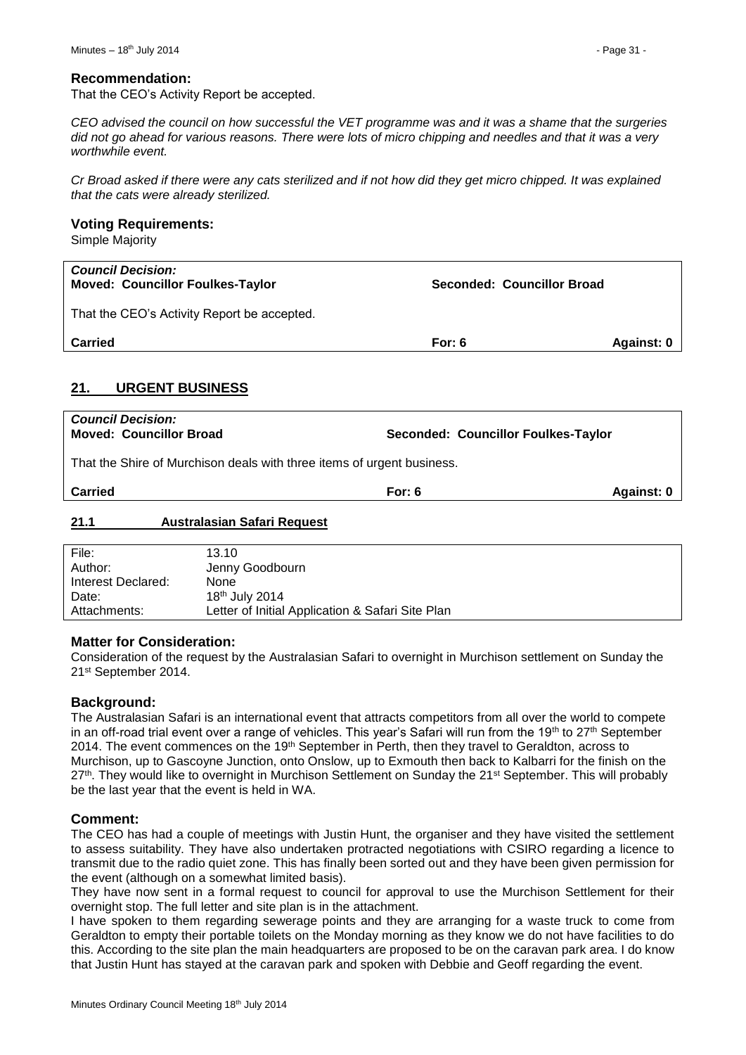## Recommendation:

That the CEO's Activity Report be accepted.

*CEO advised the council on how successful the VET programme was and it was a shame that the surgeries did not go ahead for various reasons. There were lots of micro chipping and needles and that it was a very worthwhile event.*

*Cr Broad asked if there were any cats sterilized and if not how did they get micro chipped. It was explained that the cats were already sterilized.*

## Voting Requirements:

Simple Majority

| ***Council Decision:*** **Moved: Councillor Foulkes-Taylor** | **Seconded: Councillor Broad** | |
|---|---|---|
| That the CEO's Activity Report be accepted. | | |
| **Carried** | **For: 6** | **Against: 0** |

## 21. URGENT BUSINESS

| ***Council Decision:*** **Moved: Councillor Broad** | **Seconded: Councillor Foulkes-Taylor** | |
|---|---|---|
| That the Shire of Murchison deals with three items of urgent business. | | |
| **Carried** | **For: 6** | **Against: 0** |

### 21.1 Australasian Safari Request

| | |
|---|---|
| File: | 13.10 |
| Author: | Jenny Goodbourn |
| Interest Declared: | None |
| Date: | 18th July 2014 |
| Attachments: | Letter of Initial Application & Safari Site Plan |

## Matter for Consideration:

Consideration of the request by the Australasian Safari to overnight in Murchison settlement on Sunday the 21st September 2014.

## Background:

The Australasian Safari is an international event that attracts competitors from all over the world to compete in an off-road trial event over a range of vehicles. This year's Safari will run from the 19th to 27th September 2014. The event commences on the 19th September in Perth, then they travel to Geraldton, across to Murchison, up to Gascoyne Junction, onto Onslow, up to Exmouth then back to Kalbarri for the finish on the 27th. They would like to overnight in Murchison Settlement on Sunday the 21st September. This will probably be the last year that the event is held in WA.

## Comment:

The CEO has had a couple of meetings with Justin Hunt, the organiser and they have visited the settlement to assess suitability. They have also undertaken protracted negotiations with CSIRO regarding a licence to transmit due to the radio quiet zone. This has finally been sorted out and they have been given permission for the event (although on a somewhat limited basis).

They have now sent in a formal request to council for approval to use the Murchison Settlement for their overnight stop. The full letter and site plan is in the attachment.

I have spoken to them regarding sewerage points and they are arranging for a waste truck to come from Geraldton to empty their portable toilets on the Monday morning as they know we do not have facilities to do this. According to the site plan the main headquarters are proposed to be on the caravan park area. I do know that Justin Hunt has stayed at the caravan park and spoken with Debbie and Geoff regarding the event.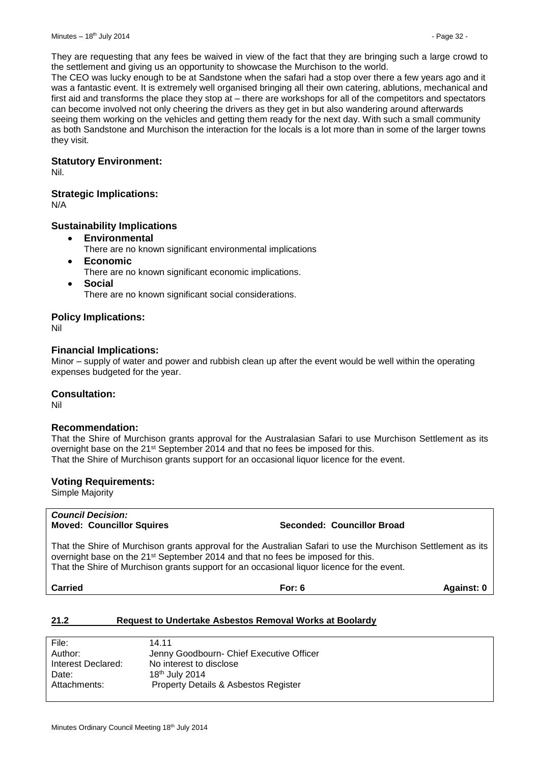They are requesting that any fees be waived in view of the fact that they are bringing such a large crowd to the settlement and giving us an opportunity to showcase the Murchison to the world.
The CEO was lucky enough to be at Sandstone when the safari had a stop over there a few years ago and it was a fantastic event. It is extremely well organised bringing all their own catering, ablutions, mechanical and first aid and transforms the place they stop at – there are workshops for all of the competitors and spectators can become involved not only cheering the drivers as they get in but also wandering around afterwards seeing them working on the vehicles and getting them ready for the next day. With such a small community as both Sandstone and Murchison the interaction for the locals is a lot more than in some of the larger towns they visit.

### Statutory Environment:

Nil.

### Strategic Implications:

N/A

### Sustainability Implications

- **Environmental**
  There are no known significant environmental implications
- **Economic**
  There are no known significant economic implications.
- **Social**
  There are no known significant social considerations.

### Policy Implications:

Nil

### Financial Implications:

Minor – supply of water and power and rubbish clean up after the event would be well within the operating expenses budgeted for the year.

### Consultation:

Nil

### Recommendation:

That the Shire of Murchison grants approval for the Australasian Safari to use Murchison Settlement as its overnight base on the 21st September 2014 and that no fees be imposed for this.
That the Shire of Murchison grants support for an occasional liquor licence for the event.

### Voting Requirements:

Simple Majority

***Council Decision:***
**Moved: Councillor Squires** **Seconded: Councillor Broad**

That the Shire of Murchison grants approval for the Australian Safari to use the Murchison Settlement as its overnight base on the 21st September 2014 and that no fees be imposed for this.
That the Shire of Murchison grants support for an occasional liquor licence for the event.

**Carried** **For: 6** **Against: 0**

## 21.2 Request to Undertake Asbestos Removal Works at Boolardy

| | |
|---|---|
| File: | 14.11 |
| Author: | Jenny Goodbourn- Chief Executive Officer |
| Interest Declared: | No interest to disclose |
| Date: | 18th July 2014 |
| Attachments: | Property Details & Asbestos Register |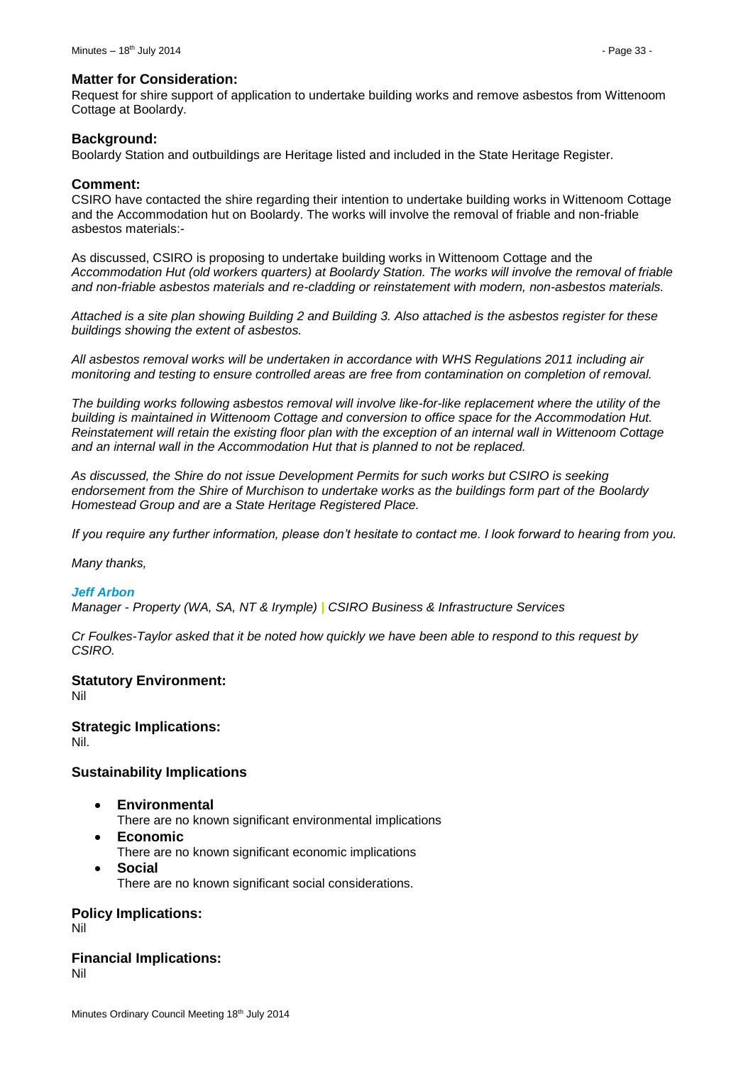### Matter for Consideration:

Request for shire support of application to undertake building works and remove asbestos from Wittenoom Cottage at Boolardy.

### Background:

Boolardy Station and outbuildings are Heritage listed and included in the State Heritage Register.

### Comment:

CSIRO have contacted the shire regarding their intention to undertake building works in Wittenoom Cottage and the Accommodation hut on Boolardy. The works will involve the removal of friable and non-friable asbestos materials:-

As discussed, CSIRO is proposing to undertake building works in Wittenoom Cottage and the *Accommodation Hut (old workers quarters) at Boolardy Station. The works will involve the removal of friable and non-friable asbestos materials and re-cladding or reinstatement with modern, non-asbestos materials.*

*Attached is a site plan showing Building 2 and Building 3. Also attached is the asbestos register for these buildings showing the extent of asbestos.*

*All asbestos removal works will be undertaken in accordance with WHS Regulations 2011 including air monitoring and testing to ensure controlled areas are free from contamination on completion of removal.*

*The building works following asbestos removal will involve like-for-like replacement where the utility of the building is maintained in Wittenoom Cottage and conversion to office space for the Accommodation Hut. Reinstatement will retain the existing floor plan with the exception of an internal wall in Wittenoom Cottage and an internal wall in the Accommodation Hut that is planned to not be replaced.*

*As discussed, the Shire do not issue Development Permits for such works but CSIRO is seeking endorsement from the Shire of Murchison to undertake works as the buildings form part of the Boolardy Homestead Group and are a State Heritage Registered Place.*

*If you require any further information, please don't hesitate to contact me. I look forward to hearing from you.*

*Many thanks,*

***Jeff Arbon***

*Manager - Property (WA, SA, NT & Irymple) | CSIRO Business & Infrastructure Services*

*Cr Foulkes-Taylor asked that it be noted how quickly we have been able to respond to this request by CSIRO.*

### Statutory Environment:

Nil

### Strategic Implications:

Nil.

### Sustainability Implications

- **Environmental**
  There are no known significant environmental implications
- **Economic**
  There are no known significant economic implications
- **Social**
  There are no known significant social considerations.

### Policy Implications:

Nil

### Financial Implications:

Nil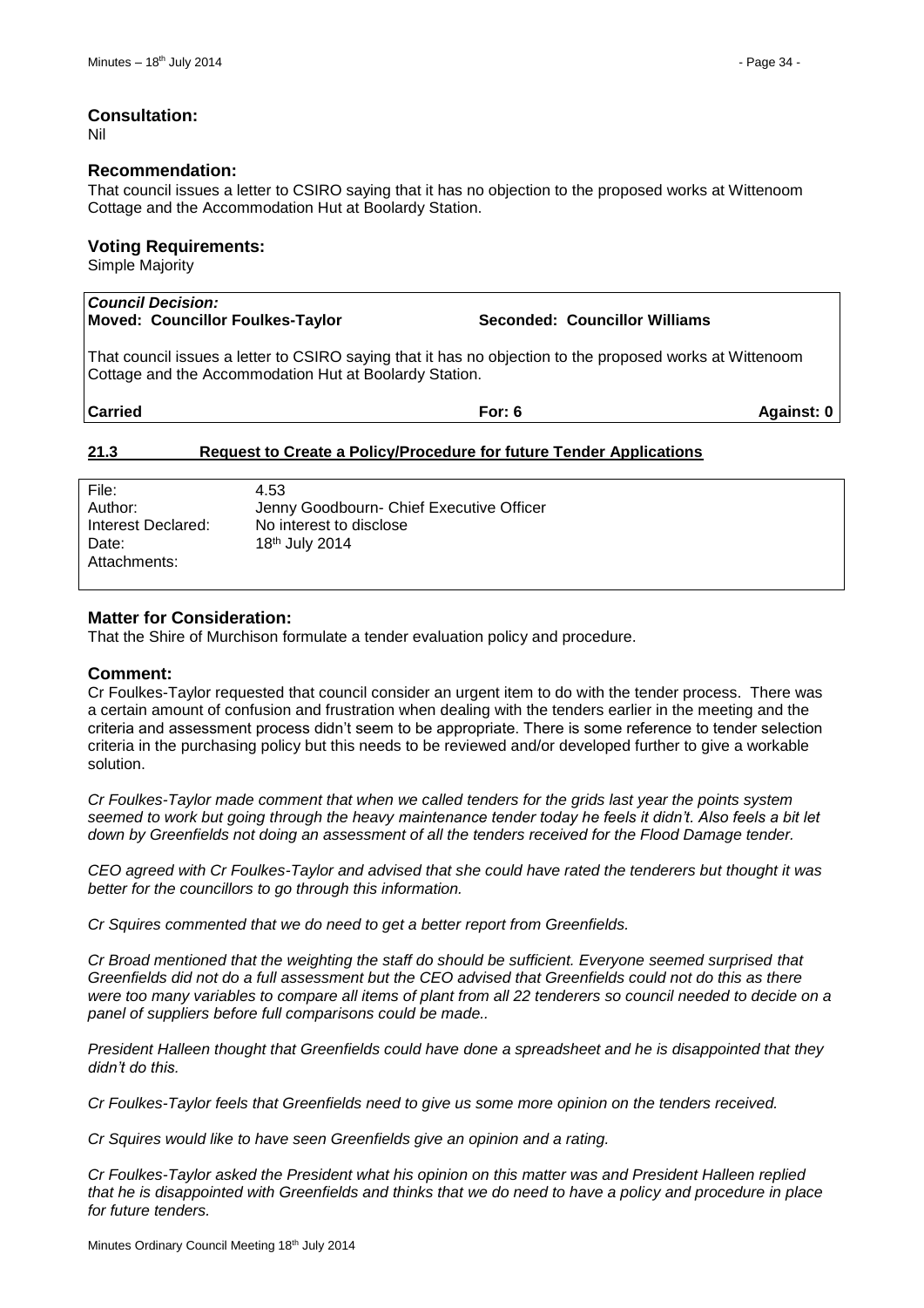### Consultation:

Nil

### Recommendation:

That council issues a letter to CSIRO saying that it has no objection to the proposed works at Wittenoom Cottage and the Accommodation Hut at Boolardy Station.

### Voting Requirements:

Simple Majority

| ***Council Decision:*** | | |
|---|---|---|
| **Moved: Councillor Foulkes-Taylor** | **Seconded: Councillor Williams** | |
| That council issues a letter to CSIRO saying that it has no objection to the proposed works at Wittenoom Cottage and the Accommodation Hut at Boolardy Station. | | |
| **Carried** | **For: 6** | **Against: 0** |

## 21.3 Request to Create a Policy/Procedure for future Tender Applications

| | |
|---|---|
| File: | 4.53 |
| Author: | Jenny Goodbourn- Chief Executive Officer |
| Interest Declared: | No interest to disclose |
| Date: | 18th July 2014 |
| Attachments: | |

### Matter for Consideration:

That the Shire of Murchison formulate a tender evaluation policy and procedure.

### Comment:

Cr Foulkes-Taylor requested that council consider an urgent item to do with the tender process. There was a certain amount of confusion and frustration when dealing with the tenders earlier in the meeting and the criteria and assessment process didn't seem to be appropriate. There is some reference to tender selection criteria in the purchasing policy but this needs to be reviewed and/or developed further to give a workable solution.

*Cr Foulkes-Taylor made comment that when we called tenders for the grids last year the points system seemed to work but going through the heavy maintenance tender today he feels it didn't. Also feels a bit let down by Greenfields not doing an assessment of all the tenders received for the Flood Damage tender.*

*CEO agreed with Cr Foulkes-Taylor and advised that she could have rated the tenderers but thought it was better for the councillors to go through this information.*

*Cr Squires commented that we do need to get a better report from Greenfields.*

*Cr Broad mentioned that the weighting the staff do should be sufficient. Everyone seemed surprised that Greenfields did not do a full assessment but the CEO advised that Greenfields could not do this as there were too many variables to compare all items of plant from all 22 tenderers so council needed to decide on a panel of suppliers before full comparisons could be made..*

*President Halleen thought that Greenfields could have done a spreadsheet and he is disappointed that they didn't do this.*

*Cr Foulkes-Taylor feels that Greenfields need to give us some more opinion on the tenders received.*

*Cr Squires would like to have seen Greenfields give an opinion and a rating.*

*Cr Foulkes-Taylor asked the President what his opinion on this matter was and President Halleen replied that he is disappointed with Greenfields and thinks that we do need to have a policy and procedure in place for future tenders.*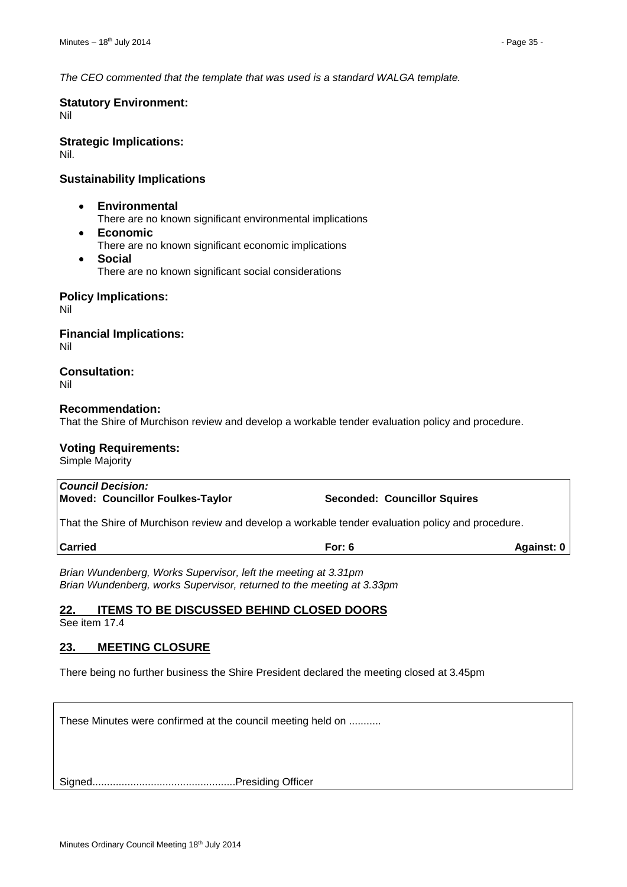*The CEO commented that the template that was used is a standard WALGA template.*

**Statutory Environment:**
Nil

**Strategic Implications:**
Nil.

**Sustainability Implications**

- **Environmental**
  There are no known significant environmental implications
- **Economic**
  There are no known significant economic implications
- **Social**
  There are no known significant social considerations

**Policy Implications:**
Nil

**Financial Implications:**
Nil

**Consultation:**
Nil

**Recommendation:**
That the Shire of Murchison review and develop a workable tender evaluation policy and procedure.

**Voting Requirements:**
Simple Majority

| | | |
|---|---|---|
| ***Council Decision:*** | | |
| **Moved: Councillor Foulkes-Taylor** | **Seconded: Councillor Squires** | |
| That the Shire of Murchison review and develop a workable tender evaluation policy and procedure. | | |
| **Carried** | **For: 6** | **Against: 0** |

*Brian Wundenberg, Works Supervisor, left the meeting at 3.31pm*
*Brian Wundenberg, works Supervisor, returned to the meeting at 3.33pm*

## 22. ITEMS TO BE DISCUSSED BEHIND CLOSED DOORS

See item 17.4

## 23. MEETING CLOSURE

There being no further business the Shire President declared the meeting closed at 3.45pm

These Minutes were confirmed at the council meeting held on ...........

Signed................................................Presiding Officer